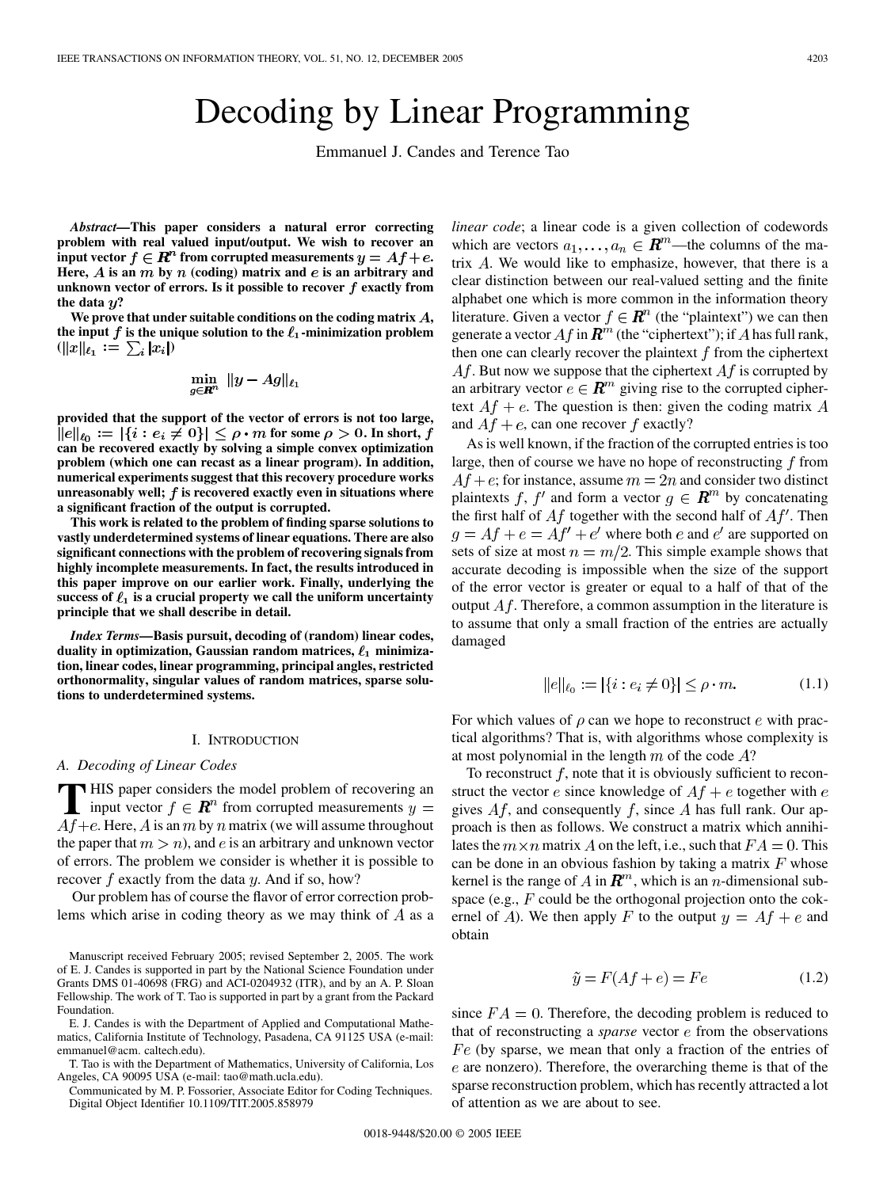# Decoding by Linear Programming

Emmanuel J. Candes and Terence Tao

***Abstract*—This paper considers a natural error correcting problem with real valued input/output. We wish to recover an input vector $f \in \mathbf{R}^n$ from corrupted measurements $y = Af + e$. Here, $A$ is an $m$ by $n$ (coding) matrix and $e$ is an arbitrary and unknown vector of errors. Is it possible to recover $f$ exactly from the data $y$?**

**We prove that under suitable conditions on the coding matrix $A$, the input $f$ is the unique solution to the $\ell_1$-minimization problem ($\|x\|_{\ell_1} := \sum_i |x_i|$)**

$$\min_{g \in \mathbf{R}^n} \|y - Ag\|_{\ell_1}$$

**provided that the support of the vector of errors is not too large, $\|e\|_{\ell_0} := |\{i : e_i \neq 0\}| \leq \rho \cdot m$ for some $\rho > 0$. In short, $f$ can be recovered exactly by solving a simple convex optimization problem (which one can recast as a linear program). In addition, numerical experiments suggest that this recovery procedure works unreasonably well; $f$ is recovered exactly even in situations where a significant fraction of the output is corrupted.**

**This work is related to the problem of finding sparse solutions to vastly underdetermined systems of linear equations. There are also significant connections with the problem of recovering signals from highly incomplete measurements. In fact, the results introduced in this paper improve on our earlier work. Finally, underlying the success of $\ell_1$ is a crucial property we call the uniform uncertainty principle that we shall describe in detail.**

***Index Terms*—Basis pursuit, decoding of (random) linear codes, duality in optimization, Gaussian random matrices, $\ell_1$ minimization, linear codes, linear programming, principal angles, restricted orthonormality, singular values of random matrices, sparse solutions to underdetermined systems.**

## I. Introduction

### A. Decoding of Linear Codes

This paper considers the model problem of recovering an input vector $f \in \mathbf{R}^n$ from corrupted measurements $y = Af+e$. Here, $A$ is an $m$ by $n$ matrix (we will assume throughout the paper that $m > n$), and $e$ is an arbitrary and unknown vector of errors. The problem we consider is whether it is possible to recover $f$ exactly from the data $y$. And if so, how?

Our problem has of course the flavor of error correction problems which arise in coding theory as we may think of $A$ as a *linear code*; a linear code is a given collection of codewords which are vectors $a_1, \dots, a_n \in \mathbf{R}^m$—the columns of the matrix $A$. We would like to emphasize, however, that there is a clear distinction between our real-valued setting and the finite alphabet one which is more common in the information theory literature. Given a vector $f \in \mathbf{R}^n$ (the "plaintext") we can then generate a vector $Af$ in $\mathbf{R}^m$ (the "ciphertext"); if $A$ has full rank, then one can clearly recover the plaintext $f$ from the ciphertext $Af$. But now we suppose that the ciphertext $Af$ is corrupted by an arbitrary vector $e \in \mathbf{R}^m$ giving rise to the corrupted ciphertext $Af + e$. The question is then: given the coding matrix $A$ and $Af + e$, can one recover $f$ exactly?

As is well known, if the fraction of the corrupted entries is too large, then of course we have no hope of reconstructing $f$ from $Af + e$; for instance, assume $m = 2n$ and consider two distinct plaintexts $f$, $f'$ and form a vector $g \in \mathbf{R}^m$ by concatenating the first half of $Af$ together with the second half of $Af'$. Then $g = Af + e = Af' + e'$ where both $e$ and $e'$ are supported on sets of size at most $n = m/2$. This simple example shows that accurate decoding is impossible when the size of the support of the error vector is greater or equal to a half of that of the output $Af$. Therefore, a common assumption in the literature is to assume that only a small fraction of the entries are actually damaged

$$\|e\|_{\ell_0} := |\{i : e_i \neq 0\}| \leq \rho \cdot m. \tag{1.1}$$

For which values of $\rho$ can we hope to reconstruct $e$ with practical algorithms? That is, with algorithms whose complexity is at most polynomial in the length $m$ of the code $A$?

To reconstruct $f$, note that it is obviously sufficient to reconstruct the vector $e$ since knowledge of $Af + e$ together with $e$ gives $Af$, and consequently $f$, since $A$ has full rank. Our approach is then as follows. We construct a matrix which annihilates the $m \times n$ matrix $A$ on the left, i.e., such that $FA = 0$. This can be done in an obvious fashion by taking a matrix $F$ whose kernel is the range of $A$ in $\mathbf{R}^m$, which is an $n$-dimensional subspace (e.g., $F$ could be the orthogonal projection onto the cokernel of $A$). We then apply $F$ to the output $y = Af + e$ and obtain

$$\tilde{y} = F(Af + e) = Fe \tag{1.2}$$

since $FA = 0$. Therefore, the decoding problem is reduced to that of reconstructing a *sparse* vector $e$ from the observations $Fe$ (by sparse, we mean that only a fraction of the entries of $e$ are nonzero). Therefore, the overarching theme is that of the sparse reconstruction problem, which has recently attracted a lot of attention as we are about to see.

Manuscript received February 2005; revised September 2, 2005. The work of E. J. Candes is supported in part by the National Science Foundation under Grants DMS 01-40698 (FRG) and ACI-0204932 (ITR), and by an A. P. Sloan Fellowship. The work of T. Tao is supported in part by a grant from the Packard Foundation.

E. J. Candes is with the Department of Applied and Computational Mathematics, California Institute of Technology, Pasadena, CA 91125 USA (e-mail: emmanuel@acm. caltech.edu).

T. Tao is with the Department of Mathematics, University of California, Los Angeles, CA 90095 USA (e-mail: tao@math.ucla.edu).

Communicated by M. P. Fossorier, Associate Editor for Coding Techniques.
Digital Object Identifier 10.1109/TIT.2005.858979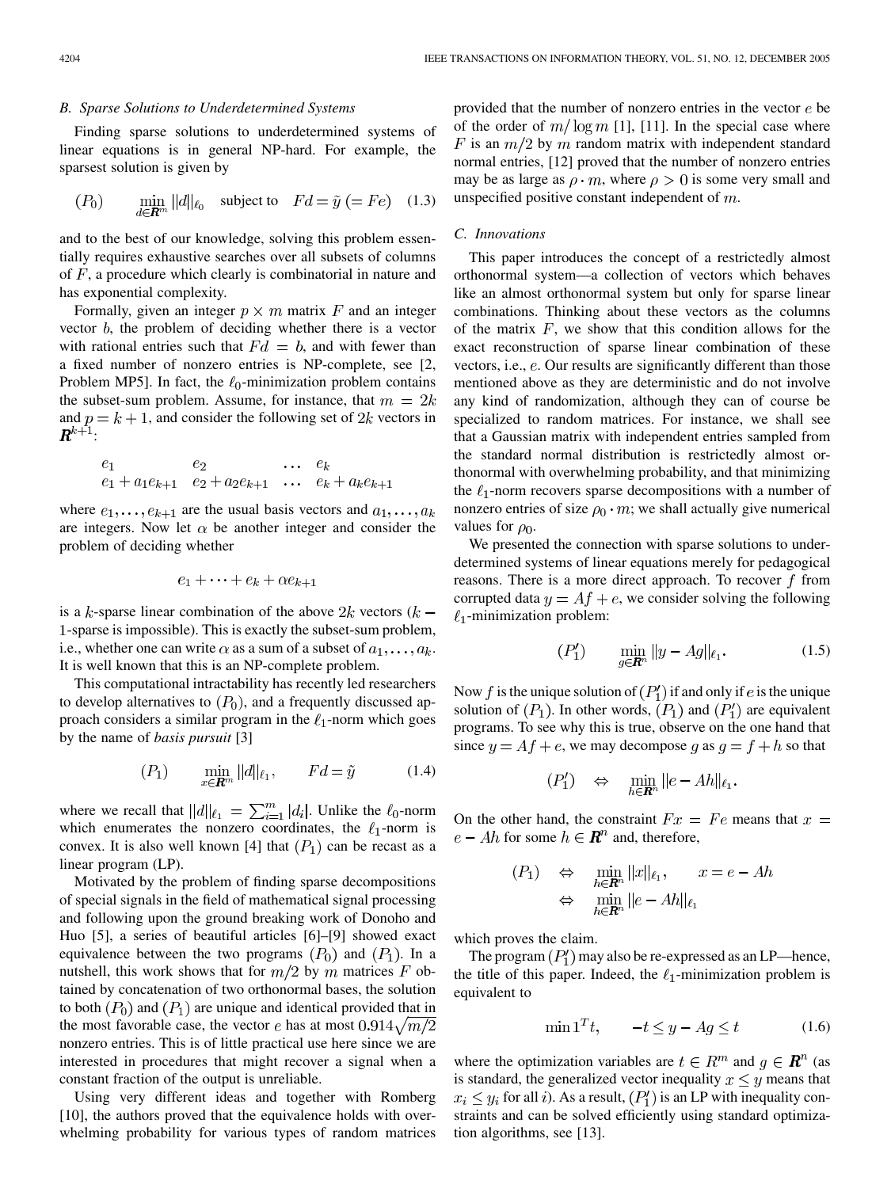### B. Sparse Solutions to Underdetermined Systems

Finding sparse solutions to underdetermined systems of linear equations is in general NP-hard. For example, the sparsest solution is given by

$$(P_0) \qquad \min_{d \in \mathbf{R}^m} \|d\|_{\ell_0} \quad \text{subject to} \quad Fd = \tilde{y} \; (= Fe) \quad (1.3)$$

and to the best of our knowledge, solving this problem essentially requires exhaustive searches over all subsets of columns of $F$, a procedure which clearly is combinatorial in nature and has exponential complexity.

Formally, given an integer $p \times m$ matrix $F$ and an integer vector $b$, the problem of deciding whether there is a vector with rational entries such that $Fd = b$, and with fewer than a fixed number of nonzero entries is NP-complete, see [2, Problem MP5]. In fact, the $\ell_0$-minimization problem contains the subset-sum problem. Assume, for instance, that $m = 2k$ and $p = k + 1$, and consider the following set of $2k$ vectors in $\mathbf{R}^{k+1}$:

$$\begin{array}{llll} e_1 & e_2 & \ldots & e_k \\ e_1 + a_1 e_{k+1} & e_2 + a_2 e_{k+1} & \ldots & e_k + a_k e_{k+1} \end{array}$$

where $e_1, \ldots, e_{k+1}$ are the usual basis vectors and $a_1, \ldots, a_k$ are integers. Now let $\alpha$ be another integer and consider the problem of deciding whether

$$e_1 + \cdots + e_k + \alpha e_{k+1}$$

is a $k$-sparse linear combination of the above $2k$ vectors ($k-1$-sparse is impossible). This is exactly the subset-sum problem, i.e., whether one can write $\alpha$ as a sum of a subset of $a_1, \ldots, a_k$. It is well known that this is an NP-complete problem.

This computational intractability has recently led researchers to develop alternatives to $(P_0)$, and a frequently discussed approach considers a similar program in the $\ell_1$-norm which goes by the name of *basis pursuit* [3]

$$(P_1) \qquad \min_{x \in \mathbf{R}^m} \|d\|_{\ell_1}, \qquad Fd = \tilde{y} \quad (1.4)$$

where we recall that $\|d\|_{\ell_1} = \sum_{i=1}^m |d_i|$. Unlike the $\ell_0$-norm which enumerates the nonzero coordinates, the $\ell_1$-norm is convex. It is also well known [4] that $(P_1)$ can be recast as a linear program (LP).

Motivated by the problem of finding sparse decompositions of special signals in the field of mathematical signal processing and following upon the ground breaking work of Donoho and Huo [5], a series of beautiful articles [6]–[9] showed exact equivalence between the two programs $(P_0)$ and $(P_1)$. In a nutshell, this work shows that for $m/2$ by $m$ matrices $F$ obtained by concatenation of two orthonormal bases, the solution to both $(P_0)$ and $(P_1)$ are unique and identical provided that in the most favorable case, the vector $e$ has at most $0.914\sqrt{m/2}$ nonzero entries. This is of little practical use here since we are interested in procedures that might recover a signal when a constant fraction of the output is unreliable.

Using very different ideas and together with Romberg [10], the authors proved that the equivalence holds with overwhelming probability for various types of random matrices provided that the number of nonzero entries in the vector $e$ be of the order of $m/\log m$ [1], [11]. In the special case where $F$ is an $m/2$ by $m$ random matrix with independent standard normal entries, [12] proved that the number of nonzero entries may be as large as $\rho \cdot m$, where $\rho > 0$ is some very small and unspecified positive constant independent of $m$.

### C. Innovations

This paper introduces the concept of a restrictedly almost orthonormal system—a collection of vectors which behaves like an almost orthonormal system but only for sparse linear combinations. Thinking about these vectors as the columns of the matrix $F$, we show that this condition allows for the exact reconstruction of sparse linear combination of these vectors, i.e., $e$. Our results are significantly different than those mentioned above as they are deterministic and do not involve any kind of randomization, although they can of course be specialized to random matrices. For instance, we shall see that a Gaussian matrix with independent entries sampled from the standard normal distribution is restrictedly almost orthonormal with overwhelming probability, and that minimizing the $\ell_1$-norm recovers sparse decompositions with a number of nonzero entries of size $\rho_0 \cdot m$; we shall actually give numerical values for $\rho_0$.

We presented the connection with sparse solutions to underdetermined systems of linear equations merely for pedagogical reasons. There is a more direct approach. To recover $f$ from corrupted data $y = Af + e$, we consider solving the following $\ell_1$-minimization problem:

$$(P_1') \qquad \min_{g \in \mathbf{R}^n} \|y - Ag\|_{\ell_1}. \quad (1.5)$$

Now $f$ is the unique solution of $(P_1')$ if and only if $e$ is the unique solution of $(P_1)$. In other words, $(P_1)$ and $(P_1')$ are equivalent programs. To see why this is true, observe on the one hand that since $y = Af + e$, we may decompose $g$ as $g = f + h$ so that

$$(P_1') \quad \Leftrightarrow \quad \min_{h \in \mathbf{R}^n} \|e - Ah\|_{\ell_1}.$$

On the other hand, the constraint $Fx = Fe$ means that $x = e - Ah$ for some $h \in \mathbf{R}^n$ and, therefore,

$$\begin{aligned} (P_1) \quad &\Leftrightarrow \quad \min_{h \in \mathbf{R}^n} \|x\|_{\ell_1}, \qquad x = e - Ah \\ &\Leftrightarrow \quad \min_{h \in \mathbf{R}^n} \|e - Ah\|_{\ell_1} \end{aligned}$$

which proves the claim.

The program $(P_1')$ may also be re-expressed as an LP—hence, the title of this paper. Indeed, the $\ell_1$-minimization problem is equivalent to

$$\min 1^T t, \qquad -t \le y - Ag \le t \quad (1.6)$$

where the optimization variables are $t \in R^m$ and $g \in \mathbf{R}^n$ (as is standard, the generalized vector inequality $x \le y$ means that $x_i \le y_i$ for all $i$). As a result, $(P_1')$ is an LP with inequality constraints and can be solved efficiently using standard optimization algorithms, see [13].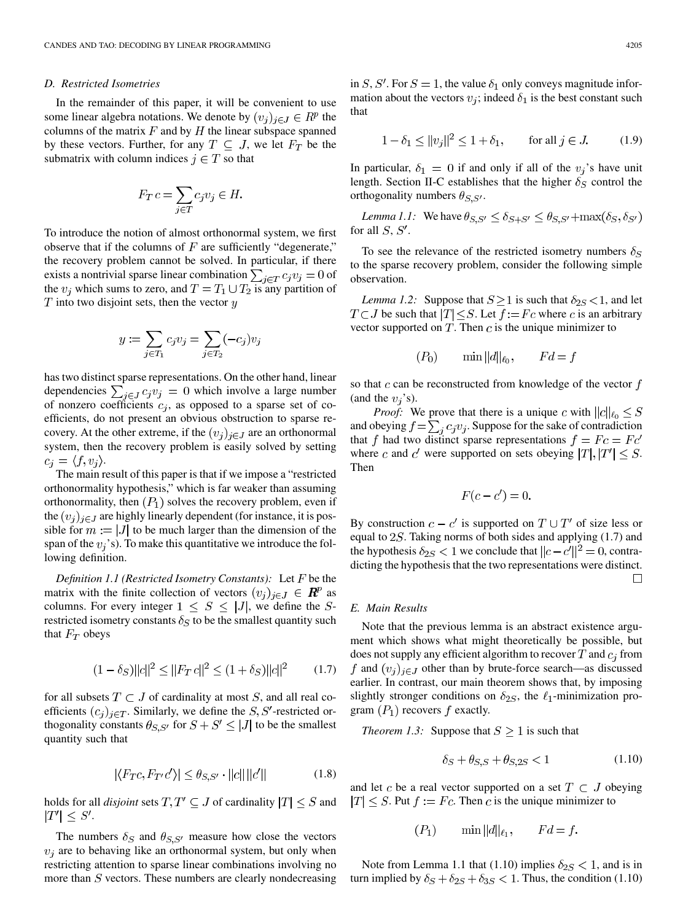### D. Restricted Isometries

In the remainder of this paper, it will be convenient to use some linear algebra notations. We denote by $(v_j)_{j \in J} \in R^p$ the columns of the matrix $F$ and by $H$ the linear subspace spanned by these vectors. Further, for any $T \subseteq J$, we let $F_T$ be the submatrix with column indices $j \in T$ so that

$$F_T c = \sum_{j \in T} c_j v_j \in H.$$

To introduce the notion of almost orthonormal system, we first observe that if the columns of $F$ are sufficiently "degenerate," the recovery problem cannot be solved. In particular, if there exists a nontrivial sparse linear combination $\sum_{j \in T} c_j v_j = 0$ of the $v_j$ which sums to zero, and $T = T_1 \cup T_2$ is any partition of $T$ into two disjoint sets, then the vector $y$

$$y := \sum_{j \in T_1} c_j v_j = \sum_{j \in T_2} (-c_j) v_j$$

has two distinct sparse representations. On the other hand, linear dependencies $\sum_{j \in J} c_j v_j = 0$ which involve a large number of nonzero coefficients $c_j$, as opposed to a sparse set of coefficients, do not present an obvious obstruction to sparse recovery. At the other extreme, if the $(v_j)_{j \in J}$ are an orthonormal system, then the recovery problem is easily solved by setting $c_j = \langle f, v_j \rangle$.

The main result of this paper is that if we impose a "restricted orthonormality hypothesis," which is far weaker than assuming orthonormality, then $(P_1)$ solves the recovery problem, even if the $(v_j)_{j \in J}$ are highly linearly dependent (for instance, it is possible for $m := |J|$ to be much larger than the dimension of the span of the $v_j$'s). To make this quantitative we introduce the following definition.

*Definition 1.1 (Restricted Isometry Constants):* Let $F$ be the matrix with the finite collection of vectors $(v_j)_{j \in J} \in \mathbf{R}^p$ as columns. For every integer $1 \leq S \leq |J|$, we define the $S$-restricted isometry constants $\delta_S$ to be the smallest quantity such that $F_T$ obeys

$$(1 - \delta_S)\|c\|^2 \leq \|F_T c\|^2 \leq (1 + \delta_S)\|c\|^2 \qquad (1.7)$$

for all subsets $T \subset J$ of cardinality at most $S$, and all real coefficients $(c_j)_{j \in T}$. Similarly, we define the $S, S'$-restricted orthogonality constants $\theta_{S,S'}$ for $S + S' \leq |J|$ to be the smallest quantity such that

$$|\langle F_T c, F_{T'} c' \rangle| \leq \theta_{S,S'} \cdot \|c\| \|c'\| \qquad (1.8)$$

holds for all *disjoint* sets $T, T' \subseteq J$ of cardinality $|T| \leq S$ and $|T'| \leq S'$.

The numbers $\delta_S$ and $\theta_{S,S'}$ measure how close the vectors $v_j$ are to behaving like an orthonormal system, but only when restricting attention to sparse linear combinations involving no more than $S$ vectors. These numbers are clearly nondecreasing in $S$, $S'$. For $S = 1$, the value $\delta_1$ only conveys magnitude information about the vectors $v_j$; indeed $\delta_1$ is the best constant such that

$$1 - \delta_1 \leq \|v_j\|^2 \leq 1 + \delta_1, \qquad \text{for all } j \in J. \qquad (1.9)$$

In particular, $\delta_1 = 0$ if and only if all of the $v_j$'s have unit length. Section II-C establishes that the higher $\delta_S$ control the orthogonality numbers $\theta_{S,S'}$.

*Lemma 1.1:* We have $\theta_{S,S'} \leq \delta_{S+S'} \leq \theta_{S,S'} + \max(\delta_S, \delta_{S'})$ for all $S$, $S'$.

To see the relevance of the restricted isometry numbers $\delta_S$ to the sparse recovery problem, consider the following simple observation.

*Lemma 1.2:* Suppose that $S \geq 1$ is such that $\delta_{2S} < 1$, and let $T \subset J$ be such that $|T| \leq S$. Let $f := Fc$ where $c$ is an arbitrary vector supported on $T$. Then $c$ is the unique minimizer to

$$(P_0) \qquad \min \|d\|_{\ell_0}, \qquad Fd = f$$

so that $c$ can be reconstructed from knowledge of the vector $f$ (and the $v_j$'s).

*Proof:* We prove that there is a unique $c$ with $\|c\|_{\ell_0} \leq S$ and obeying $f = \sum_j c_j v_j$. Suppose for the sake of contradiction that $f$ had two distinct sparse representations $f = Fc = Fc'$ where $c$ and $c'$ were supported on sets obeying $|T|, |T'| \leq S$. Then

$$F(c - c') = 0.$$

By construction $c - c'$ is supported on $T \cup T'$ of size less or equal to $2S$. Taking norms of both sides and applying (1.7) and the hypothesis $\delta_{2S} < 1$ we conclude that $\|c - c'\|^2 = 0$, contradicting the hypothesis that the two representations were distinct. □

### E. Main Results

Note that the previous lemma is an abstract existence argument which shows what might theoretically be possible, but does not supply any efficient algorithm to recover $T$ and $c_j$ from $f$ and $(v_j)_{j \in J}$ other than by brute-force search—as discussed earlier. In contrast, our main theorem shows that, by imposing slightly stronger conditions on $\delta_{2S}$, the $\ell_1$-minimization program $(P_1)$ recovers $f$ exactly.

*Theorem 1.3:* Suppose that $S \geq 1$ is such that

$$\delta_S + \theta_{S,S} + \theta_{S,2S} < 1 \qquad (1.10)$$

and let $c$ be a real vector supported on a set $T \subset J$ obeying $|T| \leq S$. Put $f := Fc$. Then $c$ is the unique minimizer to

$$(P_1) \qquad \min \|d\|_{\ell_1}, \qquad Fd = f.$$

Note from Lemma 1.1 that (1.10) implies $\delta_{2S} < 1$, and is in turn implied by $\delta_S + \delta_{2S} + \delta_{3S} < 1$. Thus, the condition (1.10)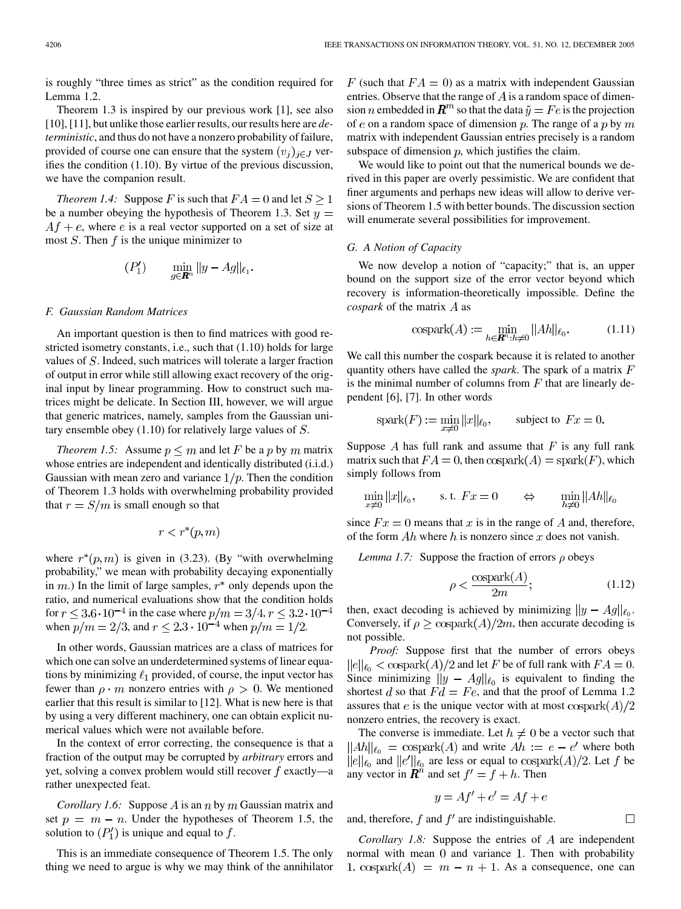is roughly "three times as strict" as the condition required for Lemma 1.2.

Theorem 1.3 is inspired by our previous work [1], see also [10], [11], but unlike those earlier results, our results here are *deterministic*, and thus do not have a nonzero probability of failure, provided of course one can ensure that the system $(v_j)_{j \in J}$ verifies the condition (1.10). By virtue of the previous discussion, we have the companion result.

*Theorem 1.4:* Suppose $F$ is such that $FA = 0$ and let $S \geq 1$ be a number obeying the hypothesis of Theorem 1.3. Set $y = Af + e$, where $e$ is a real vector supported on a set of size at most $S$. Then $f$ is the unique minimizer to

$$(P_1') \qquad \min_{g \in \mathbf{R}^n} \|y - Ag\|_{\ell_1}.$$

### F. Gaussian Random Matrices

An important question is then to find matrices with good restricted isometry constants, i.e., such that (1.10) holds for large values of $S$. Indeed, such matrices will tolerate a larger fraction of output in error while still allowing exact recovery of the original input by linear programming. How to construct such matrices might be delicate. In Section III, however, we will argue that generic matrices, namely, samples from the Gaussian unitary ensemble obey (1.10) for relatively large values of $S$.

*Theorem 1.5:* Assume $p \leq m$ and let $F$ be a $p$ by $m$ matrix whose entries are independent and identically distributed (i.i.d.) Gaussian with mean zero and variance $1/p$. Then the condition of Theorem 1.3 holds with overwhelming probability provided that $r = S/m$ is small enough so that

$$r < r^*(p, m)$$

where $r^*(p, m)$ is given in (3.23). (By "with overwhelming probability," we mean with probability decaying exponentially in $m$.) In the limit of large samples, $r^*$ only depends upon the ratio, and numerical evaluations show that the condition holds for $r \leq 3.6 \cdot 10^{-4}$ in the case where $p/m = 3/4$, $r \leq 3.2 \cdot 10^{-4}$ when $p/m = 2/3$, and $r \leq 2.3 \cdot 10^{-4}$ when $p/m = 1/2$.

In other words, Gaussian matrices are a class of matrices for which one can solve an underdetermined systems of linear equations by minimizing $\ell_1$ provided, of course, the input vector has fewer than $\rho \cdot m$ nonzero entries with $\rho > 0$. We mentioned earlier that this result is similar to [12]. What is new here is that by using a very different machinery, one can obtain explicit numerical values which were not available before.

In the context of error correcting, the consequence is that a fraction of the output may be corrupted by *arbitrary* errors and yet, solving a convex problem would still recover $f$ exactly—a rather unexpected feat.

*Corollary 1.6:* Suppose $A$ is an $n$ by $m$ Gaussian matrix and set $p = m - n$. Under the hypotheses of Theorem 1.5, the solution to $(P_1')$ is unique and equal to $f$.

This is an immediate consequence of Theorem 1.5. The only thing we need to argue is why we may think of the annihilator $F$ (such that $FA = 0$) as a matrix with independent Gaussian entries. Observe that the range of $A$ is a random space of dimension $n$ embedded in $\mathbf{R}^m$ so that the data $\tilde{y} = Fe$ is the projection of $e$ on a random space of dimension $p$. The range of a $p$ by $m$ matrix with independent Gaussian entries precisely is a random subspace of dimension $p$, which justifies the claim.

We would like to point out that the numerical bounds we derived in this paper are overly pessimistic. We are confident that finer arguments and perhaps new ideas will allow to derive versions of Theorem 1.5 with better bounds. The discussion section will enumerate several possibilities for improvement.

### G. A Notion of Capacity

We now develop a notion of "capacity;" that is, an upper bound on the support size of the error vector beyond which recovery is information-theoretically impossible. Define the *cospark* of the matrix $A$ as

$$\text{cospark}(A) := \min_{h \in \mathbf{R}^n : h \neq 0} \|Ah\|_{\ell_0}. \tag{1.11}$$

We call this number the cospark because it is related to another quantity others have called the *spark*. The spark of a matrix $F$ is the minimal number of columns from $F$ that are linearly dependent [6], [7]. In other words

$$\text{spark}(F) := \min_{x \neq 0} \|x\|_{\ell_0}, \qquad \text{subject to } Fx = 0.$$

Suppose $A$ has full rank and assume that $F$ is any full rank matrix such that $FA = 0$, then $\text{cospark}(A) = \text{spark}(F)$, which simply follows from

$$\min_{x \neq 0} \|x\|_{\ell_0}, \qquad \text{s. t. } Fx = 0 \qquad \Leftrightarrow \qquad \min_{h \neq 0} \|Ah\|_{\ell_0}$$

since $Fx = 0$ means that $x$ is in the range of $A$ and, therefore, of the form $Ah$ where $h$ is nonzero since $x$ does not vanish.

*Lemma 1.7:* Suppose the fraction of errors $\rho$ obeys

$$\rho < \frac{\text{cospark}(A)}{2m}; \tag{1.12}$$

then, exact decoding is achieved by minimizing $\|y - Ag\|_{\ell_0}$. Conversely, if $\rho \geq \text{cospark}(A)/2m$, then accurate decoding is not possible.

*Proof:* Suppose first that the number of errors obeys $\|e\|_{\ell_0} < \text{cospark}(A)/2$ and let $F$ be of full rank with $FA = 0$. Since minimizing $\|y - Ag\|_{\ell_0}$ is equivalent to finding the shortest $d$ so that $Fd = Fe$, and that the proof of Lemma 1.2 assures that $e$ is the unique vector with at most $\text{cospark}(A)/2$ nonzero entries, the recovery is exact.

The converse is immediate. Let $h \neq 0$ be a vector such that $\|Ah\|_{\ell_0} = \text{cospark}(A)$ and write $Ah := e - e'$ where both $\|e\|_{\ell_0}$ and $\|e'\|_{\ell_0}$ are less or equal to $\text{cospark}(A)/2$. Let $f$ be any vector in $\mathbf{R}^n$ and set $f' = f + h$. Then

$$y = Af' + e' = Af + e$$

and, therefore, $f$ and $f'$ are indistinguishable. $\square$

*Corollary 1.8:* Suppose the entries of $A$ are independent normal with mean 0 and variance 1. Then with probability 1, $\text{cospark}(A) = m - n + 1$. As a consequence, one can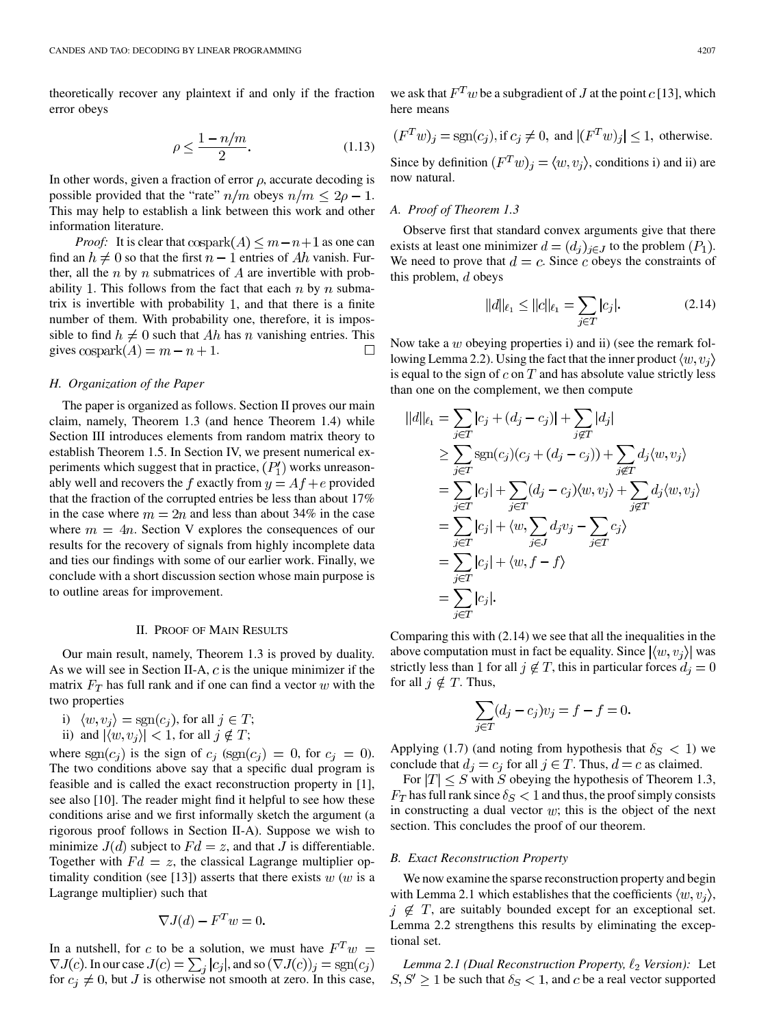theoretically recover any plaintext if and only if the fraction error obeys

$$\rho \leq \frac{1 - n/m}{2}. \tag{1.13}$$

In other words, given a fraction of error $\rho$, accurate decoding is possible provided that the "rate" $n/m$ obeys $n/m \leq 2\rho - 1$. This may help to establish a link between this work and other information literature.

*Proof:* It is clear that $\text{cospark}(A) \leq m - n + 1$ as one can find an $h \neq 0$ so that the first $n - 1$ entries of $Ah$ vanish. Further, all the $n$ by $n$ submatrices of $A$ are invertible with probability 1. This follows from the fact that each $n$ by $n$ submatrix is invertible with probability 1, and that there is a finite number of them. With probability one, therefore, it is impossible to find $h \neq 0$ such that $Ah$ has $n$ vanishing entries. This gives $\text{cospark}(A) = m - n + 1$. □

### H. Organization of the Paper

The paper is organized as follows. Section II proves our main claim, namely, Theorem 1.3 (and hence Theorem 1.4) while Section III introduces elements from random matrix theory to establish Theorem 1.5. In Section IV, we present numerical experiments which suggest that in practice, $(P_1')$ works unreasonably well and recovers the $f$ exactly from $y = Af + e$ provided that the fraction of the corrupted entries be less than about 17% in the case where $m = 2n$ and less than about 34% in the case where $m = 4n$. Section V explores the consequences of our results for the recovery of signals from highly incomplete data and ties our findings with some of our earlier work. Finally, we conclude with a short discussion section whose main purpose is to outline areas for improvement.

## II. Proof of Main Results

Our main result, namely, Theorem 1.3 is proved by duality. As we will see in Section II-A, $c$ is the unique minimizer if the matrix $F_T$ has full rank and if one can find a vector $w$ with the two properties

i) $\langle w, v_j \rangle = \text{sgn}(c_j)$, for all $j \in T$;
ii) and $|\langle w, v_j \rangle| < 1$, for all $j \notin T$;

where $\text{sgn}(c_j)$ is the sign of $c_j$ ($\text{sgn}(c_j) = 0$, for $c_j = 0$). The two conditions above say that a specific dual program is feasible and is called the exact reconstruction property in [1], see also [10]. The reader might find it helpful to see how these conditions arise and we first informally sketch the argument (a rigorous proof follows in Section II-A). Suppose we wish to minimize $J(d)$ subject to $Fd = z$, and that $J$ is differentiable. Together with $Fd = z$, the classical Lagrange multiplier optimality condition (see [13]) asserts that there exists $w$ ($w$ is a Lagrange multiplier) such that

$$\nabla J(d) - F^T w = 0.$$

In a nutshell, for $c$ to be a solution, we must have $F^T w = \nabla J(c)$. In our case $J(c) = \sum_j |c_j|$, and so $(\nabla J(c))_j = \text{sgn}(c_j)$ for $c_j \neq 0$, but $J$ is otherwise not smooth at zero. In this case, we ask that $F^T w$ be a subgradient of $J$ at the point $c$ [13], which here means

$$(F^T w)_j = \text{sgn}(c_j), \text{ if } c_j \neq 0, \text{ and } |(F^T w)_j| \leq 1, \text{ otherwise.}$$

Since by definition $(F^T w)_j = \langle w, v_j \rangle$, conditions i) and ii) are now natural.

### A. Proof of Theorem 1.3

Observe first that standard convex arguments give that there exists at least one minimizer $d = (d_j)_{j \in J}$ to the problem $(P_1)$. We need to prove that $d = c$. Since $c$ obeys the constraints of this problem, $d$ obeys

$$\|d\|_{\ell_1} \leq \|c\|_{\ell_1} = \sum_{j \in T} |c_j|. \tag{2.14}$$

Now take a $w$ obeying properties i) and ii) (see the remark following Lemma 2.2). Using the fact that the inner product $\langle w, v_j \rangle$ is equal to the sign of $c$ on $T$ and has absolute value strictly less than one on the complement, we then compute

$$\begin{aligned}
\|d\|_{\ell_1} &= \sum_{j \in T} |c_j + (d_j - c_j)| + \sum_{j \notin T} |d_j| \\
&\geq \sum_{j \in T} \text{sgn}(c_j)(c_j + (d_j - c_j)) + \sum_{j \notin T} d_j \langle w, v_j \rangle \\
&= \sum_{j \in T} |c_j| + \sum_{j \in T} (d_j - c_j) \langle w, v_j \rangle + \sum_{j \notin T} d_j \langle w, v_j \rangle \\
&= \sum_{j \in T} |c_j| + \langle w, \sum_{j \in J} d_j v_j - \sum_{j \in T} c_j \rangle \\
&= \sum_{j \in T} |c_j| + \langle w, f - f \rangle \\
&= \sum_{j \in T} |c_j|.
\end{aligned}$$

Comparing this with (2.14) we see that all the inequalities in the above computation must in fact be equality. Since $|\langle w, v_j \rangle|$ was strictly less than 1 for all $j \notin T$, this in particular forces $d_j = 0$ for all $j \notin T$. Thus,

$$\sum_{j \in T} (d_j - c_j) v_j = f - f = 0.$$

Applying (1.7) (and noting from hypothesis that $\delta_S < 1$) we conclude that $d_j = c_j$ for all $j \in T$. Thus, $d = c$ as claimed.

For $|T| \leq S$ with $S$ obeying the hypothesis of Theorem 1.3, $F_T$ has full rank since $\delta_S < 1$ and thus, the proof simply consists in constructing a dual vector $w$; this is the object of the next section. This concludes the proof of our theorem.

### B. Exact Reconstruction Property

We now examine the sparse reconstruction property and begin with Lemma 2.1 which establishes that the coefficients $\langle w, v_j \rangle$, $j \notin T$, are suitably bounded except for an exceptional set. Lemma 2.2 strengthens this results by eliminating the exceptional set.

*Lemma 2.1 (Dual Reconstruction Property, $\ell_2$ Version):* Let $S, S' \geq 1$ be such that $\delta_S < 1$, and $c$ be a real vector supported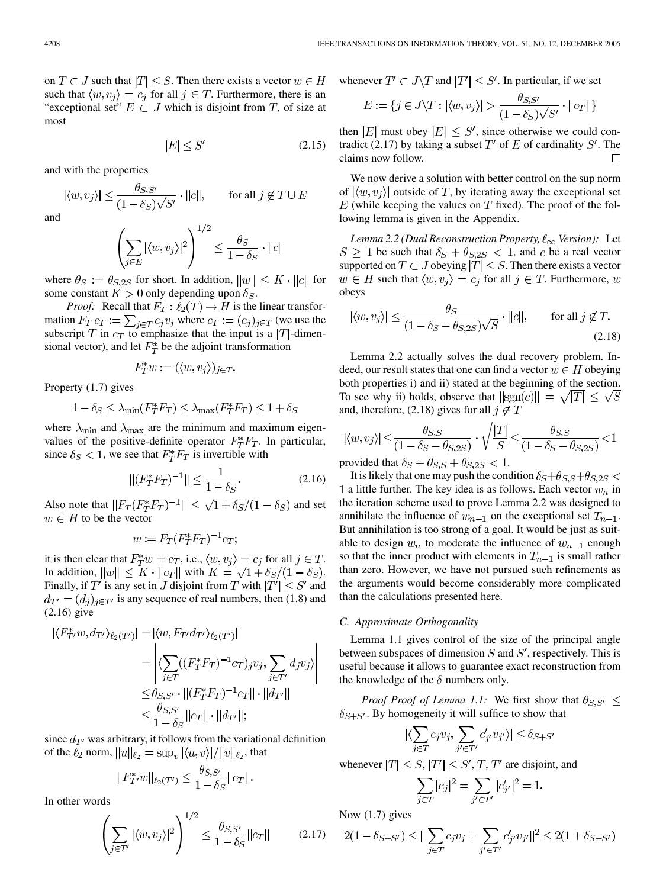on $T \subset J$ such that $|T| \leq S$. Then there exists a vector $w \in H$ such that $\langle w, v_j \rangle = c_j$ for all $j \in T$. Furthermore, there is an "exceptional set" $E \subset J$ which is disjoint from $T$, of size at most

$$|E| \leq S' \tag{2.15}$$

and with the properties

$$|\langle w, v_j \rangle| \leq \frac{\theta_{S,S'}}{(1-\delta_S)\sqrt{S'}} \cdot \|c\|, \qquad \text{for all } j \notin T \cup E$$

and

$$\left( \sum_{j \in E} |\langle w, v_j \rangle|^2 \right)^{1/2} \leq \frac{\theta_S}{1-\delta_S} \cdot \|c\|$$

where $\theta_S := \theta_{S,2S}$ for short. In addition, $\|w\| \leq K \cdot \|c\|$ for some constant $K > 0$ only depending upon $\delta_S$.

*Proof:* Recall that $F_T : \ell_2(T) \to H$ is the linear transformation $F_T c_T := \sum_{j \in T} c_j v_j$ where $c_T := (c_j)_{j \in T}$ (we use the subscript $T$ in $c_T$ to emphasize that the input is a $|T|$-dimensional vector), and let $F_T^*$ be the adjoint transformation

$$F_T^* w := (\langle w, v_j \rangle)_{j \in T}.$$

Property (1.7) gives

$$1 - \delta_S \leq \lambda_{\min}(F_T^* F_T) \leq \lambda_{\max}(F_T^* F_T) \leq 1 + \delta_S$$

where $\lambda_{\min}$ and $\lambda_{\max}$ are the minimum and maximum eigenvalues of the positive-definite operator $F_T^* F_T$. In particular, since $\delta_S < 1$, we see that $F_T^* F_T$ is invertible with

$$\|(F_T^* F_T)^{-1}\| \leq \frac{1}{1-\delta_S}. \tag{2.16}$$

Also note that $\|F_T (F_T^* F_T)^{-1}\| \leq \sqrt{1+\delta_S}/(1-\delta_S)$ and set $w \in H$ to be the vector

$$w := F_T (F_T^* F_T)^{-1} c_T;$$

it is then clear that $F_T^* w = c_T$, i.e., $\langle w, v_j \rangle = c_j$ for all $j \in T$. In addition, $\|w\| \leq K \cdot \|c_T\|$ with $K = \sqrt{1+\delta_S}/(1-\delta_S)$. Finally, if $T'$ is any set in $J$ disjoint from $T$ with $|T'| \leq S'$ and $d_{T'} = (d_j)_{j \in T'}$ is any sequence of real numbers, then (1.8) and (2.16) give

$$\begin{aligned} |\langle F_{T'}^* w, d_{T'} \rangle_{\ell_2(T')}| &= |\langle w, F_{T'} d_{T'} \rangle_{\ell_2(T')}| \\ &= \left| \langle \sum_{j \in T} ((F_T^* F_T)^{-1} c_T)_j v_j, \sum_{j \in T'} d_j v_j \rangle \right| \\ &\leq \theta_{S,S'} \cdot \|(F_T^* F_T)^{-1} c_T\| \cdot \|d_{T'}\| \\ &\leq \frac{\theta_{S,S'}}{1-\delta_S} \|c_T\| \cdot \|d_{T'}\|; \end{aligned}$$

since $d_{T'}$ was arbitrary, it follows from the variational definition of the $\ell_2$ norm, $\|u\|_{\ell_2} = \sup_v |\langle u, v \rangle| / \|v\|_{\ell_2}$, that

$$\|F_{T'}^* w\|_{\ell_2(T')} \leq \frac{\theta_{S,S'}}{1-\delta_S} \|c_T\|.$$

In other words

$$\left( \sum_{j \in T'} |\langle w, v_j \rangle|^2 \right)^{1/2} \leq \frac{\theta_{S,S'}}{1-\delta_S} \|c_T\| \tag{2.17}$$

whenever $T' \subset J \backslash T$ and $|T'| \leq S'$. In particular, if we set

$$E := \{ j \in J \backslash T : |\langle w, v_j \rangle| > \frac{\theta_{S,S'}}{(1-\delta_S)\sqrt{S'}} \cdot \|c_T\| \}$$

then $|E|$ must obey $|E| \leq S'$, since otherwise we could contradict (2.17) by taking a subset $T'$ of $E$ of cardinality $S'$. The claims now follow. □

We now derive a solution with better control on the sup norm of $|\langle w, v_j \rangle|$ outside of $T$, by iterating away the exceptional set $E$ (while keeping the values on $T$ fixed). The proof of the following lemma is given in the Appendix.

*Lemma 2.2 (Dual Reconstruction Property, $\ell_\infty$ Version):* Let $S \geq 1$ be such that $\delta_S + \theta_{S,2S} < 1$, and $c$ be a real vector supported on $T \subset J$ obeying $|T| \leq S$. Then there exists a vector $w \in H$ such that $\langle w, v_j \rangle = c_j$ for all $j \in T$. Furthermore, $w$ obeys

$$|\langle w, v_j \rangle| \leq \frac{\theta_S}{(1-\delta_S-\theta_{S,2S})\sqrt{S}} \cdot \|c\|, \qquad \text{for all } j \notin T. \tag{2.18}$$

Lemma 2.2 actually solves the dual recovery problem. Indeed, our result states that one can find a vector $w \in H$ obeying both properties i) and ii) stated at the beginning of the section. To see why ii) holds, observe that $\|\text{sgn}(c)\| = \sqrt{|T|} \leq \sqrt{S}$ and, therefore, (2.18) gives for all $j \notin T$

$$|\langle w, v_j \rangle| \leq \frac{\theta_{S,S}}{(1-\delta_S-\theta_{S,2S})} \cdot \sqrt{\frac{|T|}{S}} \leq \frac{\theta_{S,S}}{(1-\delta_S-\theta_{S,2S})} < 1$$

provided that $\delta_S + \theta_{S,S} + \theta_{S,2S} < 1$.

It is likely that one may push the condition $\delta_S + \theta_{S,S} + \theta_{S,2S} < 1$ a little further. The key idea is as follows. Each vector $w_n$ in the iteration scheme used to prove Lemma 2.2 was designed to annihilate the influence of $w_{n-1}$ on the exceptional set $T_{n-1}$. But annihilation is too strong of a goal. It would be just as suitable to design $w_n$ to moderate the influence of $w_{n-1}$ enough so that the inner product with elements in $T_{n-1}$ is small rather than zero. However, we have not pursued such refinements as the arguments would become considerably more complicated than the calculations presented here.

### C. Approximate Orthogonality

Lemma 1.1 gives control of the size of the principal angle between subspaces of dimension $S$ and $S'$, respectively. This is useful because it allows to guarantee exact reconstruction from the knowledge of the $\delta$ numbers only.

*Proof Proof of Lemma 1.1:* We first show that $\theta_{S,S'} \leq \delta_{S+S'}$. By homogeneity it will suffice to show that

$$|\langle \sum_{j \in T} c_j v_j, \sum_{j' \in T'} c'_{j'} v_{j'} \rangle| \leq \delta_{S+S'}$$

whenever $|T| \leq S$, $|T'| \leq S'$, $T, T'$ are disjoint, and

$$\sum_{j \in T} |c_j|^2 = \sum_{j' \in T'} |c'_{j'}|^2 = 1.$$

Now (1.7) gives

$$2(1-\delta_{S+S'}) \leq \|\sum_{j \in T} c_j v_j + \sum_{j' \in T'} c'_{j'} v_{j'}\|^2 \leq 2(1+\delta_{S+S'})$$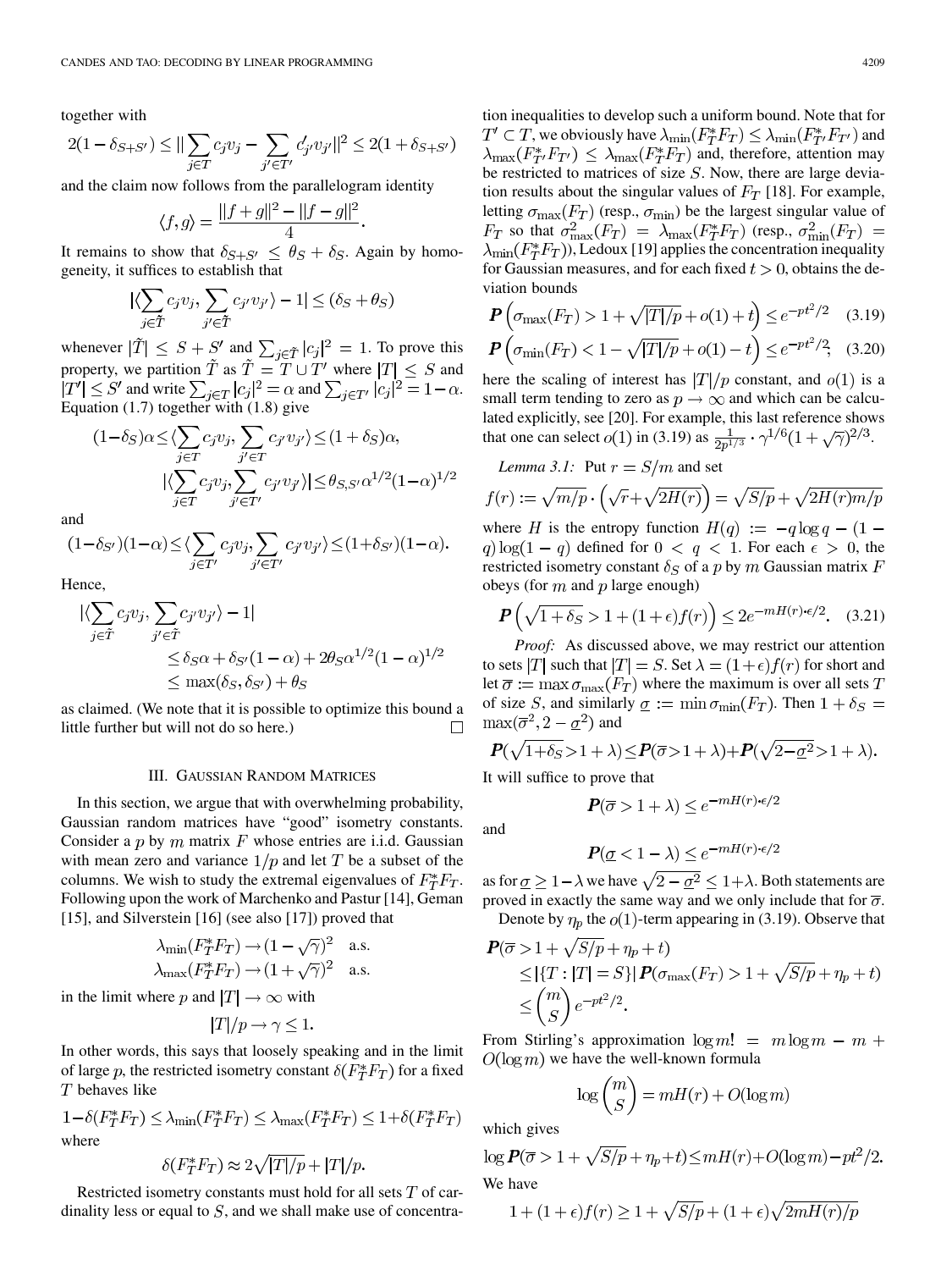together with

$$2(1-\delta_{S+S'}) \le \|\sum_{j\in T} c_j v_j - \sum_{j'\in T'} c'_{j'} v_{j'}\|^2 \le 2(1+\delta_{S+S'})$$

and the claim now follows from the parallelogram identity

$$\langle f, g\rangle = \frac{\|f+g\|^2 - \|f-g\|^2}{4}.$$

It remains to show that $\delta_{S+S'} \le \theta_S + \delta_S$. Again by homogeneity, it suffices to establish that

$$|\langle \sum_{j\in \tilde{T}} c_j v_j, \sum_{j'\in \tilde{T}} c_{j'} v_{j'}\rangle - 1| \le (\delta_S + \theta_S)$$

whenever $|\tilde{T}| \le S + S'$ and $\sum_{j\in\tilde{T}} |c_j|^2 = 1$. To prove this property, we partition $\tilde{T}$ as $\tilde{T} = T \cup T'$ where $|T| \le S$ and $|T'| \le S'$ and write $\sum_{j\in T} |c_j|^2 = \alpha$ and $\sum_{j\in T'} |c_j|^2 = 1-\alpha$. Equation (1.7) together with (1.8) give

$$(1-\delta_S)\alpha \le \langle \sum_{j\in T} c_j v_j, \sum_{j'\in T} c_{j'} v_{j'}\rangle \le (1+\delta_S)\alpha,$$

$$|\langle \sum_{j\in T} c_j v_j, \sum_{j'\in T'} c_{j'} v_{j'}\rangle| \le \theta_{S,S'} \alpha^{1/2}(1-\alpha)^{1/2}$$

and

$$(1-\delta_{S'})(1-\alpha) \le \langle \sum_{j\in T'} c_j v_j, \sum_{j'\in T'} c_{j'} v_{j'}\rangle \le (1+\delta_{S'})(1-\alpha).$$

Hence,

$$\begin{aligned}|\langle \sum_{j\in \tilde{T}} c_j v_j, \sum_{j'\in \tilde{T}} c_{j'} v_{j'}\rangle - 1| &\le \delta_S \alpha + \delta_{S'}(1-\alpha) + 2\theta_S \alpha^{1/2}(1-\alpha)^{1/2} \\ &\le \max(\delta_S, \delta_{S'}) + \theta_S\end{aligned}$$

as claimed. (We note that it is possible to optimize this bound a little further but will not do so here.) □

## III. Gaussian Random Matrices

In this section, we argue that with overwhelming probability, Gaussian random matrices have "good" isometry constants. Consider a $p$ by $m$ matrix $F$ whose entries are i.i.d. Gaussian with mean zero and variance $1/p$ and let $T$ be a subset of the columns. We wish to study the extremal eigenvalues of $F_T^* F_T$. Following upon the work of Marchenko and Pastur [14], Geman [15], and Silverstein [16] (see also [17]) proved that

$$\lambda_{\min}(F_T^* F_T) \to (1-\sqrt{\gamma})^2 \quad \text{a.s.}$$
$$\lambda_{\max}(F_T^* F_T) \to (1+\sqrt{\gamma})^2 \quad \text{a.s.}$$

in the limit where $p$ and $|T| \to \infty$ with

$$|T|/p \to \gamma \le 1.$$

In other words, this says that loosely speaking and in the limit of large $p$, the restricted isometry constant $\delta(F_T^* F_T)$ for a fixed $T$ behaves like

$$1-\delta(F_T^* F_T) \le \lambda_{\min}(F_T^* F_T) \le \lambda_{\max}(F_T^* F_T) \le 1+\delta(F_T^* F_T)$$

where

$$\delta(F_T^* F_T) \approx 2\sqrt{|T|/p} + |T|/p.$$

Restricted isometry constants must hold for all sets $T$ of cardinality less or equal to $S$, and we shall make use of concentration inequalities to develop such a uniform bound. Note that for $T' \subset T$, we obviously have $\lambda_{\min}(F_T^* F_T) \le \lambda_{\min}(F_{T'}^* F_{T'})$ and $\lambda_{\max}(F_{T'}^* F_{T'}) \le \lambda_{\max}(F_T^* F_T)$ and, therefore, attention may be restricted to matrices of size $S$. Now, there are large deviation results about the singular values of $F_T$ [18]. For example, letting $\sigma_{\max}(F_T)$ (resp., $\sigma_{\min}$) be the largest singular value of $F_T$ so that $\sigma_{\max}^2(F_T) = \lambda_{\max}(F_T^* F_T)$ (resp., $\sigma_{\min}^2(F_T) = \lambda_{\min}(F_T^* F_T)$), Ledoux [19] applies the concentration inequality for Gaussian measures, and for each fixed $t > 0$, obtains the deviation bounds

$$\boldsymbol{P}\left(\sigma_{\max}(F_T) > 1 + \sqrt{|T|/p} + o(1) + t\right) \le e^{-pt^2/2} \quad (3.19)$$

$$\boldsymbol{P}\left(\sigma_{\min}(F_T) < 1 - \sqrt{|T|/p} + o(1) - t\right) \le e^{-pt^2/2}; \quad (3.20)$$

here the scaling of interest has $|T|/p$ constant, and $o(1)$ is a small term tending to zero as $p \to \infty$ and which can be calculated explicitly, see [20]. For example, this last reference shows that one can select $o(1)$ in (3.19) as $\frac{1}{2p^{1/3}} \cdot \gamma^{1/6}(1+\sqrt{\gamma})^{2/3}$.

*Lemma 3.1:* Put $r = S/m$ and set

$$f(r) := \sqrt{m/p} \cdot \left(\sqrt{r} + \sqrt{2H(r)}\right) = \sqrt{S/p} + \sqrt{2H(r)m/p}$$

where $H$ is the entropy function $H(q) := -q\log q - (1-q)\log(1-q)$ defined for $0 < q < 1$. For each $\epsilon > 0$, the restricted isometry constant $\delta_S$ of a $p$ by $m$ Gaussian matrix $F$ obeys (for $m$ and $p$ large enough)

$$\boldsymbol{P}\left(\sqrt{1+\delta_S} > 1 + (1+\epsilon)f(r)\right) \le 2e^{-mH(r)\cdot\epsilon/2}. \quad (3.21)$$

*Proof:* As discussed above, we may restrict our attention to sets $|T|$ such that $|T| = S$. Set $\lambda = (1+\epsilon)f(r)$ for short and let $\overline{\sigma} := \max \sigma_{\max}(F_T)$ where the maximum is over all sets $T$ of size $S$, and similarly $\underline{\sigma} := \min \sigma_{\min}(F_T)$. Then $1+\delta_S = \max(\overline{\sigma}^2, 2-\underline{\sigma}^2)$ and

$$\boldsymbol{P}(\sqrt{1+\delta_S} > 1+\lambda) \le \boldsymbol{P}(\overline{\sigma} > 1+\lambda) + \boldsymbol{P}(\sqrt{2-\underline{\sigma}^2} > 1+\lambda).$$

It will suffice to prove that

$$\boldsymbol{P}(\overline{\sigma} > 1+\lambda) \le e^{-mH(r)\cdot\epsilon/2}$$

and

$$\boldsymbol{P}(\underline{\sigma} < 1-\lambda) \le e^{-mH(r)\cdot\epsilon/2}$$

as for $\underline{\sigma} \ge 1-\lambda$ we have $\sqrt{2-\underline{\sigma}^2} \le 1+\lambda$. Both statements are proved in exactly the same way and we only include that for $\overline{\sigma}$.

Denote by $\eta_p$ the $o(1)$-term appearing in (3.19). Observe that

$$\begin{aligned}\boldsymbol{P}(\overline{\sigma} > 1 + \sqrt{S/p} + \eta_p + t) &\le |\{T : |T| = S\}|\, \boldsymbol{P}(\sigma_{\max}(F_T) > 1 + \sqrt{S/p} + \eta_p + t) \\ &\le \binom{m}{S} e^{-pt^2/2}.\end{aligned}$$

From Stirling's approximation $\log m! = m\log m - m + O(\log m)$ we have the well-known formula

$$\log \binom{m}{S} = mH(r) + O(\log m)$$

which gives

$$\log \boldsymbol{P}(\overline{\sigma} > 1 + \sqrt{S/p} + \eta_p + t) \le mH(r) + O(\log m) - pt^2/2.$$

We have

$$1 + (1+\epsilon)f(r) \ge 1 + \sqrt{S/p} + (1+\epsilon)\sqrt{2mH(r)/p}$$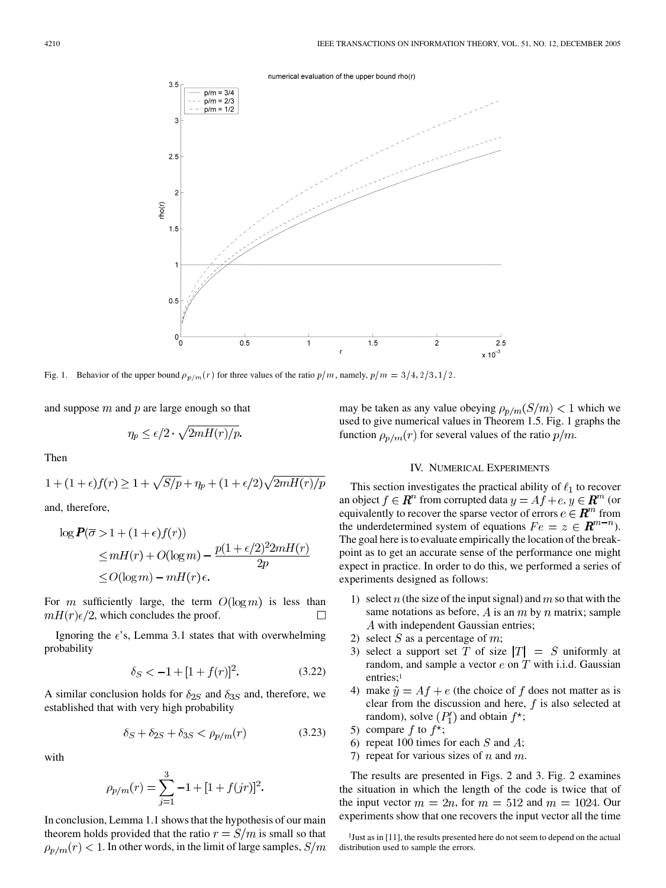Fig. 1. Behavior of the upper bound $\rho_{p/m}(r)$ for three values of the ratio $p/m$, namely, $p/m = 3/4, 2/3, 1/2$.

and suppose $m$ and $p$ are large enough so that

$$\eta_p \le \epsilon/2 \cdot \sqrt{2mH(r)/p}.$$

Then

$$1 + (1+\epsilon)f(r) \ge 1 + \sqrt{S/p} + \eta_p + (1+\epsilon/2)\sqrt{2mH(r)/p}$$

and, therefore,

$$\begin{aligned}\log \boldsymbol{P}(\overline{\sigma} > 1 + (1+\epsilon)f(r)) &\le mH(r) + O(\log m) - \frac{p(1+\epsilon/2)^2 2mH(r)}{2p} \\ &\le O(\log m) - mH(r)\epsilon.\end{aligned}$$

For $m$ sufficiently large, the term $O(\log m)$ is less than $mH(r)\epsilon/2$, which concludes the proof. $\square$

Ignoring the $\epsilon$'s, Lemma 3.1 states that with overwhelming probability

$$\delta_S < -1 + [1 + f(r)]^2. \tag{3.22}$$

A similar conclusion holds for $\delta_{2S}$ and $\delta_{3S}$ and, therefore, we established that with very high probability

$$\delta_S + \delta_{2S} + \delta_{3S} < \rho_{p/m}(r) \tag{3.23}$$

with

$$\rho_{p/m}(r) = \sum_{j=1}^{3} -1 + [1 + f(jr)]^2.$$

In conclusion, Lemma 1.1 shows that the hypothesis of our main theorem holds provided that the ratio $r = S/m$ is small so that $\rho_{p/m}(r) < 1$. In other words, in the limit of large samples, $S/m$ may be taken as any value obeying $\rho_{p/m}(S/m) < 1$ which we used to give numerical values in Theorem 1.5. Fig. 1 graphs the function $\rho_{p/m}(r)$ for several values of the ratio $p/m$.

## IV. Numerical Experiments

This section investigates the practical ability of $\ell_1$ to recover an object $f \in \boldsymbol{R}^n$ from corrupted data $y = Af + e$, $y \in \boldsymbol{R}^m$ (or equivalently to recover the sparse vector of errors $e \in \boldsymbol{R}^m$ from the underdetermined system of equations $Fe = z \in \boldsymbol{R}^{m-n}$). The goal here is to evaluate empirically the location of the breakpoint as to get an accurate sense of the performance one might expect in practice. In order to do this, we performed a series of experiments designed as follows:

1) select $n$ (the size of the input signal) and $m$ so that with the same notations as before, $A$ is an $m$ by $n$ matrix; sample $A$ with independent Gaussian entries;
2) select $S$ as a percentage of $m$;
3) select a support set $T$ of size $|T| = S$ uniformly at random, and sample a vector $e$ on $T$ with i.i.d. Gaussian entries;[1]
4) make $\tilde{y} = Af + e$ (the choice of $f$ does not matter as is clear from the discussion and here, $f$ is also selected at random), solve $(P_1')$ and obtain $f^\star$;
5) compare $f$ to $f^\star$;
6) repeat 100 times for each $S$ and $A$;
7) repeat for various sizes of $n$ and $m$.

The results are presented in Figs. 2 and 3. Fig. 2 examines the situation in which the length of the code is twice that of the input vector $m = 2n$, for $m = 512$ and $m = 1024$. Our experiments show that one recovers the input vector all the time

[1] Just as in [11], the results presented here do not seem to depend on the actual distribution used to sample the errors.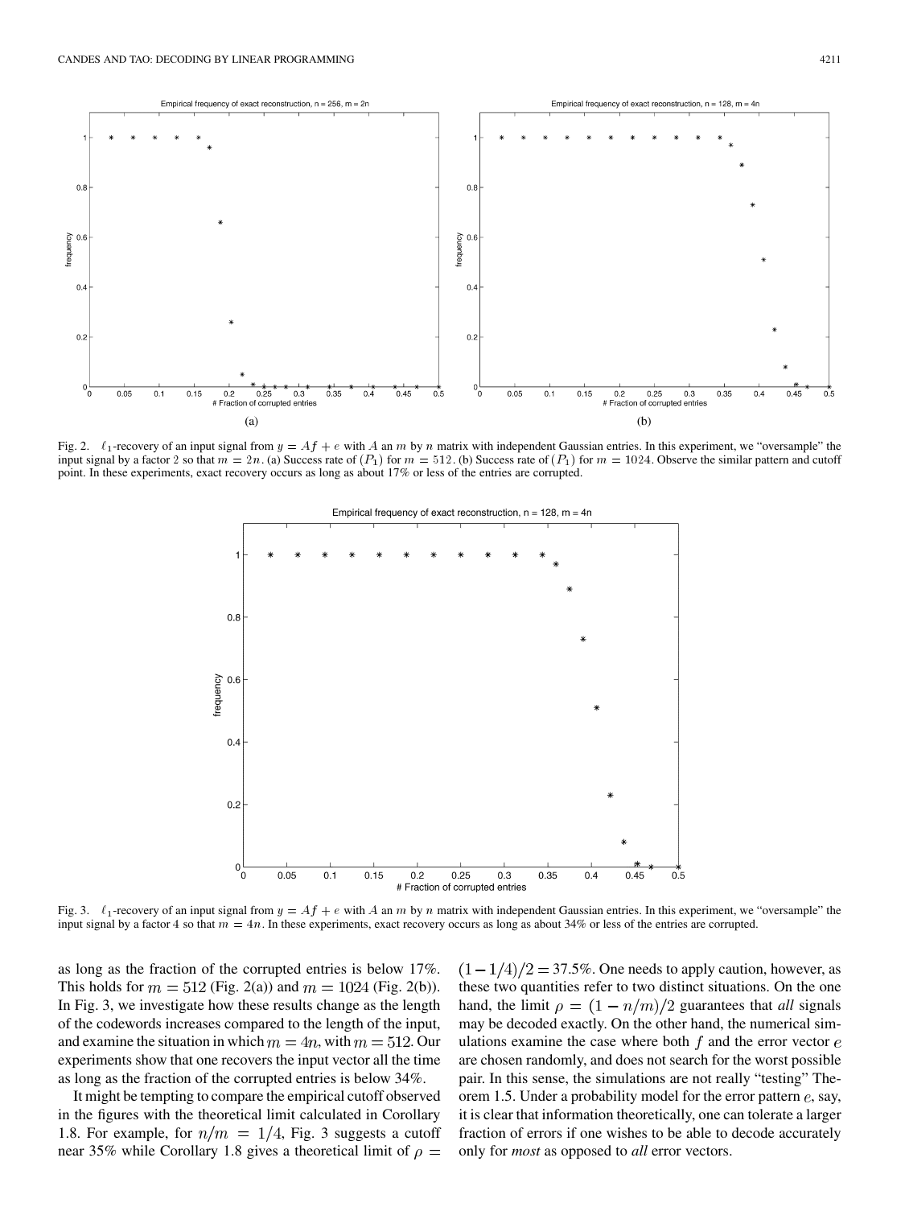Fig. 2. $\ell_1$-recovery of an input signal from $y = Af + e$ with $A$ an $m$ by $n$ matrix with independent Gaussian entries. In this experiment, we "oversample" the input signal by a factor 2 so that $m = 2n$. (a) Success rate of $(P_1)$ for $m = 512$. (b) Success rate of $(P_1)$ for $m = 1024$. Observe the similar pattern and cutoff point. In these experiments, exact recovery occurs as long as about 17% or less of the entries are corrupted.

Fig. 3. $\ell_1$-recovery of an input signal from $y = Af + e$ with $A$ an $m$ by $n$ matrix with independent Gaussian entries. In this experiment, we "oversample" the input signal by a factor 4 so that $m = 4n$. In these experiments, exact recovery occurs as long as about 34% or less of the entries are corrupted.

as long as the fraction of the corrupted entries is below 17%. This holds for $m = 512$ (Fig. 2(a)) and $m = 1024$ (Fig. 2(b)). In Fig. 3, we investigate how these results change as the length of the codewords increases compared to the length of the input, and examine the situation in which $m = 4n$, with $m = 512$. Our experiments show that one recovers the input vector all the time as long as the fraction of the corrupted entries is below 34%.

It might be tempting to compare the empirical cutoff observed in the figures with the theoretical limit calculated in Corollary 1.8. For example, for $n/m = 1/4$, Fig. 3 suggests a cutoff near 35% while Corollary 1.8 gives a theoretical limit of $\rho = (1 - 1/4)/2 = 37.5\%$. One needs to apply caution, however, as these two quantities refer to two distinct situations. On the one hand, the limit $\rho = (1 - n/m)/2$ guarantees that *all* signals may be decoded exactly. On the other hand, the numerical simulations examine the case where both $f$ and the error vector $e$ are chosen randomly, and does not search for the worst possible pair. In this sense, the simulations are not really "testing" Theorem 1.5. Under a probability model for the error pattern $e$, say, it is clear that information theoretically, one can tolerate a larger fraction of errors if one wishes to be able to decode accurately only for *most* as opposed to *all* error vectors.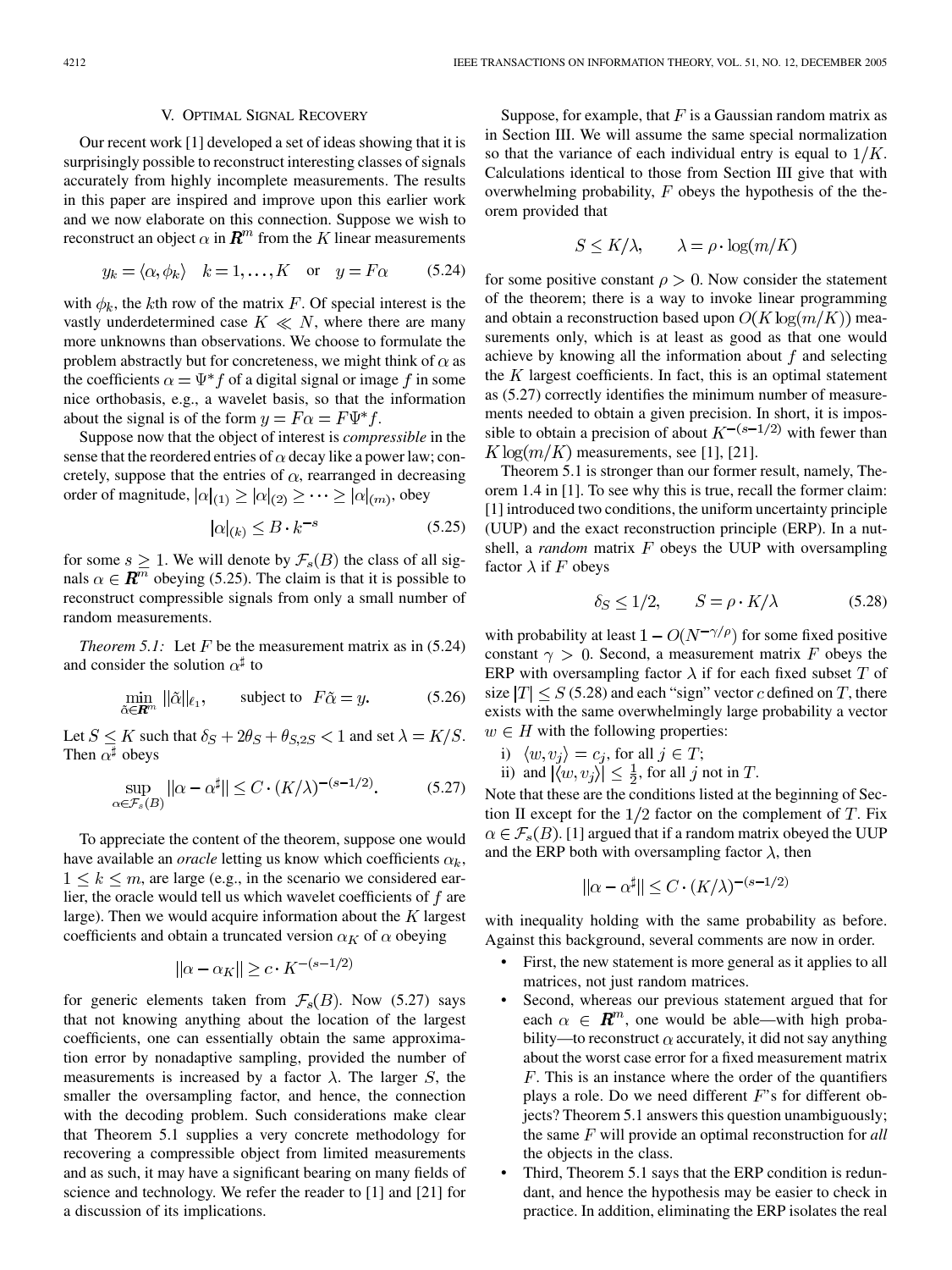## V. Optimal Signal Recovery

Our recent work [1] developed a set of ideas showing that it is surprisingly possible to reconstruct interesting classes of signals accurately from highly incomplete measurements. The results in this paper are inspired and improve upon this earlier work and we now elaborate on this connection. Suppose we wish to reconstruct an object $\alpha$ in $\boldsymbol{R}^m$ from the $K$ linear measurements

$$y_k = \langle \alpha, \phi_k \rangle \quad k = 1, \ldots, K \quad \text{or} \quad y = F\alpha \tag{5.24}$$

with $\phi_k$, the $k$th row of the matrix $F$. Of special interest is the vastly underdetermined case $K \ll N$, where there are many more unknowns than observations. We choose to formulate the problem abstractly but for concreteness, we might think of $\alpha$ as the coefficients $\alpha = \Psi^* f$ of a digital signal or image $f$ in some nice orthobasis, e.g., a wavelet basis, so that the information about the signal is of the form $y = F\alpha = F\Psi^* f$.

Suppose now that the object of interest is *compressible* in the sense that the reordered entries of $\alpha$ decay like a power law; concretely, suppose that the entries of $\alpha$, rearranged in decreasing order of magnitude, $|\alpha|_{(1)} \geq |\alpha|_{(2)} \geq \cdots \geq |\alpha|_{(m)}$, obey

$$|\alpha|_{(k)} \leq B \cdot k^{-s} \tag{5.25}$$

for some $s \geq 1$. We will denote by $\mathcal{F}_s(B)$ the class of all signals $\alpha \in \boldsymbol{R}^m$ obeying (5.25). The claim is that it is possible to reconstruct compressible signals from only a small number of random measurements.

*Theorem 5.1:* Let $F$ be the measurement matrix as in (5.24) and consider the solution $\alpha^\sharp$ to

$$\min_{\tilde{\alpha} \in \boldsymbol{R}^m} \|\tilde{\alpha}\|_{\ell_1}, \qquad \text{subject to} \quad F\tilde{\alpha} = y. \tag{5.26}$$

Let $S \leq K$ such that $\delta_S + 2\theta_S + \theta_{S,2S} < 1$ and set $\lambda = K/S$. Then $\alpha^\sharp$ obeys

$$\sup_{\alpha \in \mathcal{F}_s(B)} \|\alpha - \alpha^\sharp\| \leq C \cdot (K/\lambda)^{-(s-1/2)}. \tag{5.27}$$

To appreciate the content of the theorem, suppose one would have available an *oracle* letting us know which coefficients $\alpha_k$, $1 \leq k \leq m$, are large (e.g., in the scenario we considered earlier, the oracle would tell us which wavelet coefficients of $f$ are large). Then we would acquire information about the $K$ largest coefficients and obtain a truncated version $\alpha_K$ of $\alpha$ obeying

$$\|\alpha - \alpha_K\| \geq c \cdot K^{-(s-1/2)}$$

for generic elements taken from $\mathcal{F}_s(B)$. Now (5.27) says that not knowing anything about the location of the largest coefficients, one can essentially obtain the same approximation error by nonadaptive sampling, provided the number of measurements is increased by a factor $\lambda$. The larger $S$, the smaller the oversampling factor, and hence, the connection with the decoding problem. Such considerations make clear that Theorem 5.1 supplies a very concrete methodology for recovering a compressible object from limited measurements and as such, it may have a significant bearing on many fields of science and technology. We refer the reader to [1] and [21] for a discussion of its implications.

Suppose, for example, that $F$ is a Gaussian random matrix as in Section III. We will assume the same special normalization so that the variance of each individual entry is equal to $1/K$. Calculations identical to those from Section III give that with overwhelming probability, $F$ obeys the hypothesis of the theorem provided that

$$S \leq K/\lambda, \qquad \lambda = \rho \cdot \log(m/K)$$

for some positive constant $\rho > 0$. Now consider the statement of the theorem; there is a way to invoke linear programming and obtain a reconstruction based upon $O(K \log(m/K))$ measurements only, which is at least as good as that one would achieve by knowing all the information about $f$ and selecting the $K$ largest coefficients. In fact, this is an optimal statement as (5.27) correctly identifies the minimum number of measurements needed to obtain a given precision. In short, it is impossible to obtain a precision of about $K^{-(s-1/2)}$ with fewer than $K \log(m/K)$ measurements, see [1], [21].

Theorem 5.1 is stronger than our former result, namely, Theorem 1.4 in [1]. To see why this is true, recall the former claim: [1] introduced two conditions, the uniform uncertainty principle (UUP) and the exact reconstruction principle (ERP). In a nutshell, a *random* matrix $F$ obeys the UUP with oversampling factor $\lambda$ if $F$ obeys

$$\delta_S \leq 1/2, \qquad S = \rho \cdot K/\lambda \tag{5.28}$$

with probability at least $1 - O(N^{-\gamma/\rho})$ for some fixed positive constant $\gamma > 0$. Second, a measurement matrix $F$ obeys the ERP with oversampling factor $\lambda$ if for each fixed subset $T$ of size $|T| \leq S$ (5.28) and each "sign" vector $c$ defined on $T$, there exists with the same overwhelmingly large probability a vector $w \in H$ with the following properties:

i) $\langle w, v_j \rangle = c_j$, for all $j \in T$;

ii) and $|\langle w, v_j \rangle| \leq \frac{1}{2}$, for all $j$ not in $T$.

Note that these are the conditions listed at the beginning of Section II except for the $1/2$ factor on the complement of $T$. Fix $\alpha \in \mathcal{F}_s(B)$. [1] argued that if a random matrix obeyed the UUP and the ERP both with oversampling factor $\lambda$, then

$$\|\alpha - \alpha^\sharp\| \leq C \cdot (K/\lambda)^{-(s-1/2)}$$

with inequality holding with the same probability as before. Against this background, several comments are now in order.

- First, the new statement is more general as it applies to all matrices, not just random matrices.
- Second, whereas our previous statement argued that for each $\alpha \in \boldsymbol{R}^m$, one would be able—with high probability—to reconstruct $\alpha$ accurately, it did not say anything about the worst case error for a fixed measurement matrix $F$. This is an instance where the order of the quantifiers plays a role. Do we need different $F$'s for different objects? Theorem 5.1 answers this question unambiguously; the same $F$ will provide an optimal reconstruction for *all* the objects in the class.
- Third, Theorem 5.1 says that the ERP condition is redundant, and hence the hypothesis may be easier to check in practice. In addition, eliminating the ERP isolates the real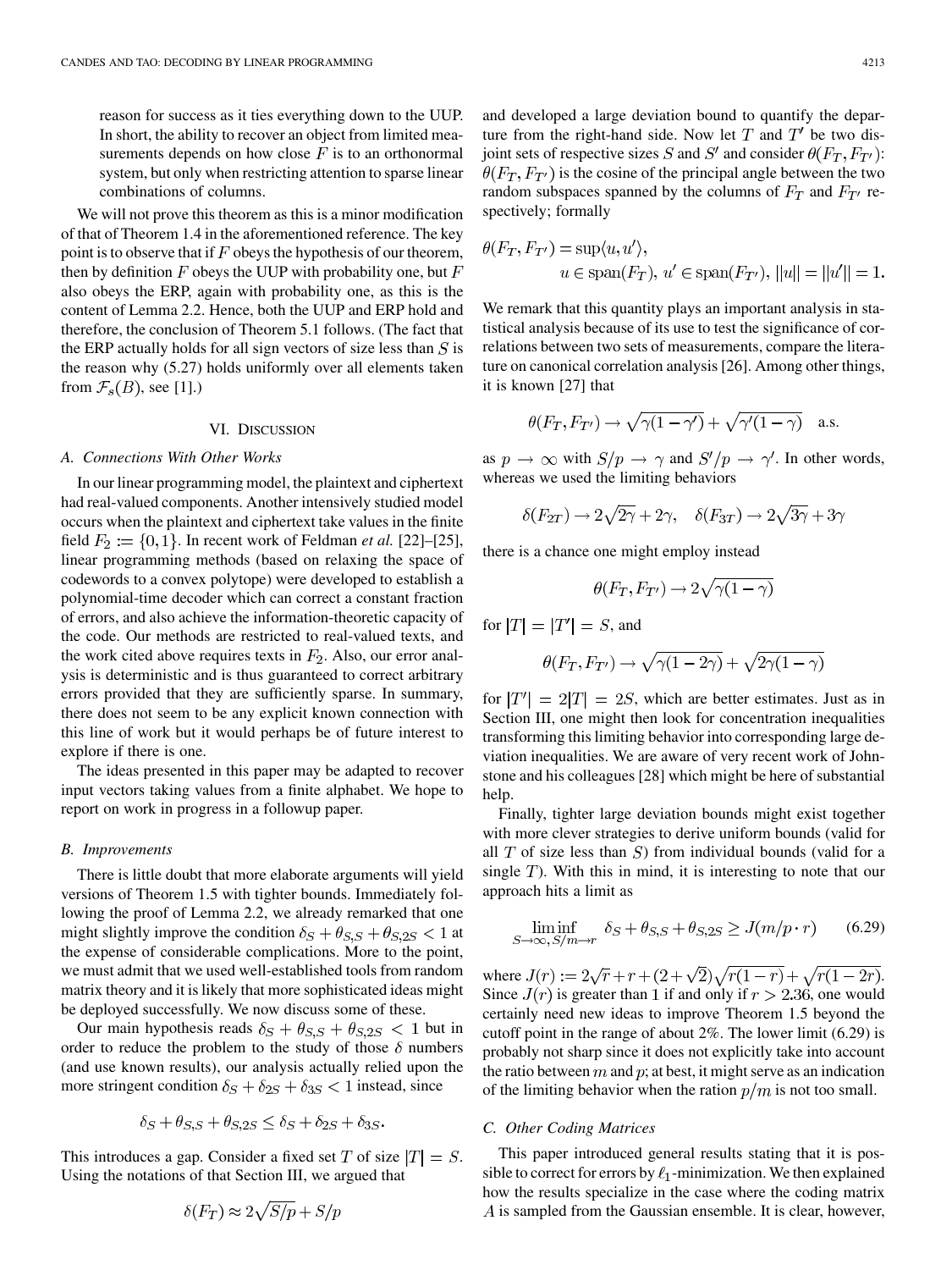reason for success as it ties everything down to the UUP. In short, the ability to recover an object from limited measurements depends on how close $F$ is to an orthonormal system, but only when restricting attention to sparse linear combinations of columns.

We will not prove this theorem as this is a minor modification of that of Theorem 1.4 in the aforementioned reference. The key point is to observe that if $F$ obeys the hypothesis of our theorem, then by definition $F$ obeys the UUP with probability one, but $F$ also obeys the ERP, again with probability one, as this is the content of Lemma 2.2. Hence, both the UUP and ERP hold and therefore, the conclusion of Theorem 5.1 follows. (The fact that the ERP actually holds for all sign vectors of size less than $S$ is the reason why (5.27) holds uniformly over all elements taken from $\mathcal{F}_s(B)$, see [1].)

## VI. Discussion

### A. Connections With Other Works

In our linear programming model, the plaintext and ciphertext had real-valued components. Another intensively studied model occurs when the plaintext and ciphertext take values in the finite field $F_2 := \{0, 1\}$. In recent work of Feldman *et al.* [22]–[25], linear programming methods (based on relaxing the space of codewords to a convex polytope) were developed to establish a polynomial-time decoder which can correct a constant fraction of errors, and also achieve the information-theoretic capacity of the code. Our methods are restricted to real-valued texts, and the work cited above requires texts in $F_2$. Also, our error analysis is deterministic and is thus guaranteed to correct arbitrary errors provided that they are sufficiently sparse. In summary, there does not seem to be any explicit known connection with this line of work but it would perhaps be of future interest to explore if there is one.

The ideas presented in this paper may be adapted to recover input vectors taking values from a finite alphabet. We hope to report on work in progress in a followup paper.

### B. Improvements

There is little doubt that more elaborate arguments will yield versions of Theorem 1.5 with tighter bounds. Immediately following the proof of Lemma 2.2, we already remarked that one might slightly improve the condition $\delta_S + \theta_{S,S} + \theta_{S,2S} < 1$ at the expense of considerable complications. More to the point, we must admit that we used well-established tools from random matrix theory and it is likely that more sophisticated ideas might be deployed successfully. We now discuss some of these.

Our main hypothesis reads $\delta_S + \theta_{S,S} + \theta_{S,2S} < 1$ but in order to reduce the problem to the study of those $\delta$ numbers (and use known results), our analysis actually relied upon the more stringent condition $\delta_S + \delta_{2S} + \delta_{3S} < 1$ instead, since

$$\delta_S + \theta_{S,S} + \theta_{S,2S} \le \delta_S + \delta_{2S} + \delta_{3S}.$$

This introduces a gap. Consider a fixed set $T$ of size $|T| = S$. Using the notations of that Section III, we argued that

$$\delta(F_T) \approx 2\sqrt{S/p} + S/p$$

and developed a large deviation bound to quantify the departure from the right-hand side. Now let $T$ and $T'$ be two disjoint sets of respective sizes $S$ and $S'$ and consider $\theta(F_T, F_{T'})$: $\theta(F_T, F_{T'})$ is the cosine of the principal angle between the two random subspaces spanned by the columns of $F_T$ and $F_{T'}$ respectively; formally

$$\theta(F_T, F_{T'}) = \sup \langle u, u' \rangle, \quad u \in \operatorname{span}(F_T),\ u' \in \operatorname{span}(F_{T'}),\ \|u\| = \|u'\| = 1.$$

We remark that this quantity plays an important analysis in statistical analysis because of its use to test the significance of correlations between two sets of measurements, compare the literature on canonical correlation analysis [26]. Among other things, it is known [27] that

$$\theta(F_T, F_{T'}) \to \sqrt{\gamma(1-\gamma')} + \sqrt{\gamma'(1-\gamma)} \quad \text{a.s.}$$

as $p \to \infty$ with $S/p \to \gamma$ and $S'/p \to \gamma'$. In other words, whereas we used the limiting behaviors

$$\delta(F_{2T}) \to 2\sqrt{2\gamma} + 2\gamma, \quad \delta(F_{3T}) \to 2\sqrt{3\gamma} + 3\gamma$$

there is a chance one might employ instead

$$\theta(F_T, F_{T'}) \to 2\sqrt{\gamma(1-\gamma)}$$

for $|T| = |T'| = S$, and

$$\theta(F_T, F_{T'}) \to \sqrt{\gamma(1-2\gamma)} + \sqrt{2\gamma(1-\gamma)}$$

for $|T'| = 2|T| = 2S$, which are better estimates. Just as in Section III, one might then look for concentration inequalities transforming this limiting behavior into corresponding large deviation inequalities. We are aware of very recent work of Johnstone and his colleagues [28] which might be here of substantial help.

Finally, tighter large deviation bounds might exist together with more clever strategies to derive uniform bounds (valid for all $T$ of size less than $S$) from individual bounds (valid for a single $T$). With this in mind, it is interesting to note that our approach hits a limit as

$$\liminf_{S \to \infty,\, S/m \to r} \delta_S + \theta_{S,S} + \theta_{S,2S} \ge J(m/p \cdot r) \tag{6.29}$$

where $J(r) := 2\sqrt{r} + r + (2+\sqrt{2})\sqrt{r(1-r)} + \sqrt{r(1-2r)}$. Since $J(r)$ is greater than 1 if and only if $r > 2.36$, one would certainly need new ideas to improve Theorem 1.5 beyond the cutoff point in the range of about 2%. The lower limit (6.29) is probably not sharp since it does not explicitly take into account the ratio between $m$ and $p$; at best, it might serve as an indication of the limiting behavior when the ration $p/m$ is not too small.

### C. Other Coding Matrices

This paper introduced general results stating that it is possible to correct for errors by $\ell_1$-minimization. We then explained how the results specialize in the case where the coding matrix $A$ is sampled from the Gaussian ensemble. It is clear, however,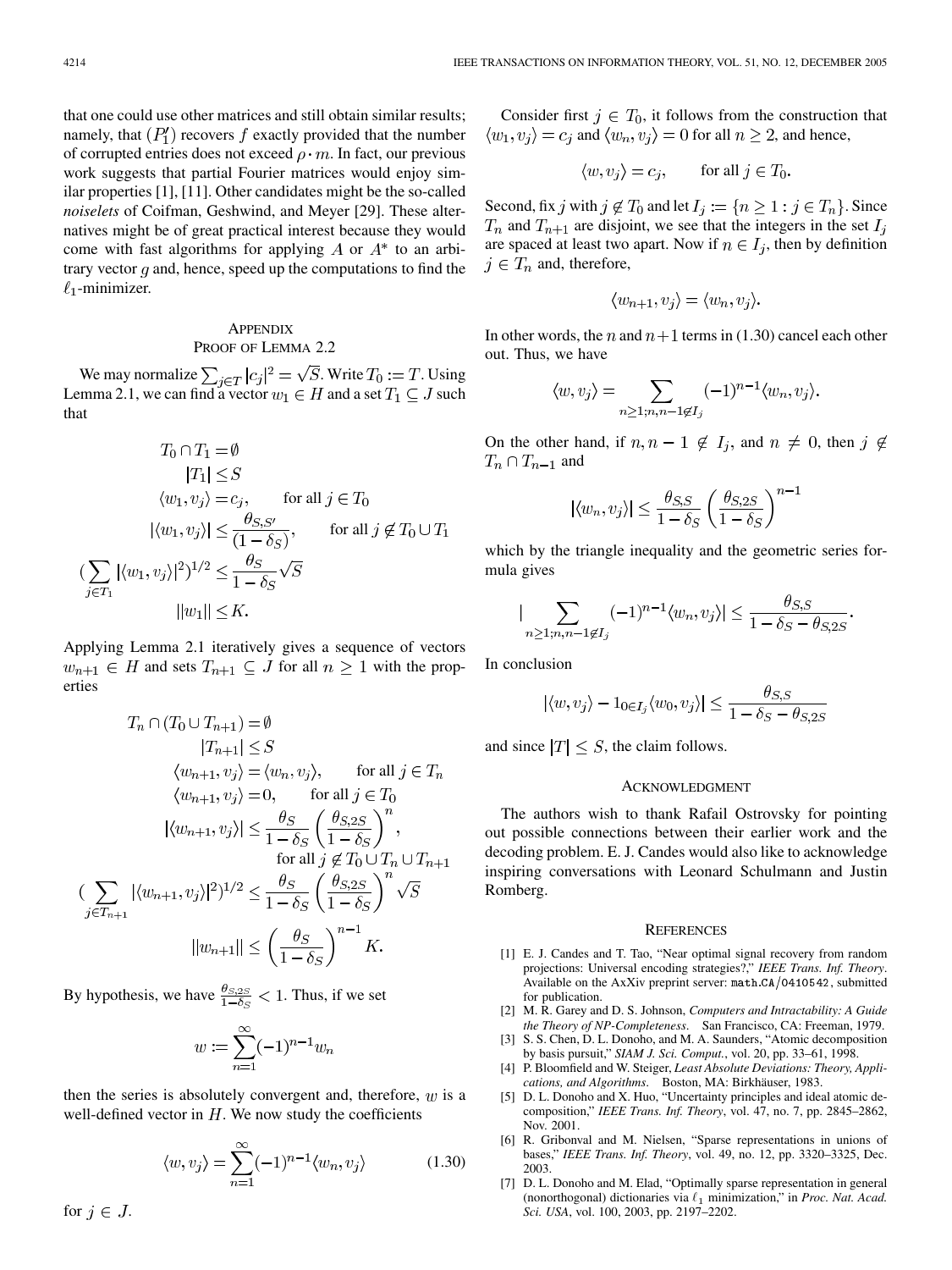that one could use other matrices and still obtain similar results; namely, that $(P_1')$ recovers $f$ exactly provided that the number of corrupted entries does not exceed $\rho \cdot m$. In fact, our previous work suggests that partial Fourier matrices would enjoy similar properties [1], [11]. Other candidates might be the so-called *noiselets* of Coifman, Geshwind, and Meyer [29]. These alternatives might be of great practical interest because they would come with fast algorithms for applying $A$ or $A^*$ to an arbitrary vector $g$ and, hence, speed up the computations to find the $\ell_1$-minimizer.

## Appendix
## Proof of Lemma 2.2

We may normalize $\sum_{j \in T} |c_j|^2 = \sqrt{S}$. Write $T_0 := T$. Using Lemma 2.1, we can find a vector $w_1 \in H$ and a set $T_1 \subseteq J$ such that

$$
\begin{aligned}
T_0 \cap T_1 &= \emptyset \\
|T_1| &\leq S \\
\langle w_1, v_j \rangle &= c_j, \qquad \text{for all } j \in T_0 \\
|\langle w_1, v_j \rangle| &\leq \frac{\theta_{S,S'}}{(1-\delta_S)}, \qquad \text{for all } j \notin T_0 \cup T_1 \\
\Big(\sum_{j \in T_1} |\langle w_1, v_j \rangle|^2\Big)^{1/2} &\leq \frac{\theta_S}{1-\delta_S}\sqrt{S} \\
\|w_1\| &\leq K.
\end{aligned}
$$

Applying Lemma 2.1 iteratively gives a sequence of vectors $w_{n+1} \in H$ and sets $T_{n+1} \subseteq J$ for all $n \geq 1$ with the properties

$$
\begin{aligned}
T_n \cap (T_0 \cup T_{n+1}) &= \emptyset \\
|T_{n+1}| &\leq S \\
\langle w_{n+1}, v_j \rangle &= \langle w_n, v_j \rangle, \qquad \text{for all } j \in T_n \\
\langle w_{n+1}, v_j \rangle &= 0, \qquad \text{for all } j \in T_0 \\
|\langle w_{n+1}, v_j \rangle| &\leq \frac{\theta_S}{1-\delta_S}\left(\frac{\theta_{S,2S}}{1-\delta_S}\right)^n, \\
&\qquad \text{for all } j \notin T_0 \cup T_n \cup T_{n+1} \\
\Big(\sum_{j \in T_{n+1}} |\langle w_{n+1}, v_j \rangle|^2\Big)^{1/2} &\leq \frac{\theta_S}{1-\delta_S}\left(\frac{\theta_{S,2S}}{1-\delta_S}\right)^n \sqrt{S} \\
\|w_{n+1}\| &\leq \left(\frac{\theta_S}{1-\delta_S}\right)^{n-1} K.
\end{aligned}
$$

By hypothesis, we have $\frac{\theta_{S,2S}}{1-\delta_S} < 1$. Thus, if we set

$$
w := \sum_{n=1}^{\infty} (-1)^{n-1} w_n
$$

then the series is absolutely convergent and, therefore, $w$ is a well-defined vector in $H$. We now study the coefficients

$$
\langle w, v_j \rangle = \sum_{n=1}^{\infty} (-1)^{n-1} \langle w_n, v_j \rangle \qquad (1.30)
$$

for $j \in J$.

Consider first $j \in T_0$, it follows from the construction that $\langle w_1, v_j \rangle = c_j$ and $\langle w_n, v_j \rangle = 0$ for all $n \geq 2$, and hence,

$$
\langle w, v_j \rangle = c_j, \qquad \text{for all } j \in T_0.
$$

Second, fix $j$ with $j \notin T_0$ and let $I_j := \{n \geq 1 : j \in T_n\}$. Since $T_n$ and $T_{n+1}$ are disjoint, we see that the integers in the set $I_j$ are spaced at least two apart. Now if $n \in I_j$, then by definition $j \in T_n$ and, therefore,

$$
\langle w_{n+1}, v_j \rangle = \langle w_n, v_j \rangle.
$$

In other words, the $n$ and $n+1$ terms in (1.30) cancel each other out. Thus, we have

$$
\langle w, v_j \rangle = \sum_{n \geq 1; n, n-1 \notin I_j} (-1)^{n-1} \langle w_n, v_j \rangle.
$$

On the other hand, if $n, n-1 \notin I_j$, and $n \neq 0$, then $j \notin T_n \cap T_{n-1}$ and

$$
|\langle w_n, v_j \rangle| \leq \frac{\theta_{S,S}}{1-\delta_S}\left(\frac{\theta_{S,2S}}{1-\delta_S}\right)^{n-1}
$$

which by the triangle inequality and the geometric series formula gives

$$
\Big|\sum_{n \geq 1; n, n-1 \notin I_j} (-1)^{n-1} \langle w_n, v_j \rangle\Big| \leq \frac{\theta_{S,S}}{1-\delta_S-\theta_{S,2S}}.
$$

In conclusion

$$
|\langle w, v_j \rangle - 1_{0 \in I_j} \langle w_0, v_j \rangle| \leq \frac{\theta_{S,S}}{1-\delta_S-\theta_{S,2S}}
$$

and since $|T| \leq S$, the claim follows.

## Acknowledgment

The authors wish to thank Rafail Ostrovsky for pointing out possible connections between their earlier work and the decoding problem. E. J. Candes would also like to acknowledge inspiring conversations with Leonard Schulmann and Justin Romberg.

## References

[1] E. J. Candes and T. Tao, "Near optimal signal recovery from random projections: Universal encoding strategies?," *IEEE Trans. Inf. Theory*. Available on the AxXiv preprint server: math.CA/0410542, submitted for publication.

[2] M. R. Garey and D. S. Johnson, *Computers and Intractability: A Guide the Theory of NP-Completeness*. San Francisco, CA: Freeman, 1979.

[3] S. S. Chen, D. L. Donoho, and M. A. Saunders, "Atomic decomposition by basis pursuit," *SIAM J. Sci. Comput.*, vol. 20, pp. 33–61, 1998.

[4] P. Bloomfield and W. Steiger, *Least Absolute Deviations: Theory, Applications, and Algorithms*. Boston, MA: Birkhäuser, 1983.

[5] D. L. Donoho and X. Huo, "Uncertainty principles and ideal atomic decomposition," *IEEE Trans. Inf. Theory*, vol. 47, no. 7, pp. 2845–2862, Nov. 2001.

[6] R. Gribonval and M. Nielsen, "Sparse representations in unions of bases," *IEEE Trans. Inf. Theory*, vol. 49, no. 12, pp. 3320–3325, Dec. 2003.

[7] D. L. Donoho and M. Elad, "Optimally sparse representation in general (nonorthogonal) dictionaries via $\ell_1$ minimization," in *Proc. Nat. Acad. Sci. USA*, vol. 100, 2003, pp. 2197–2202.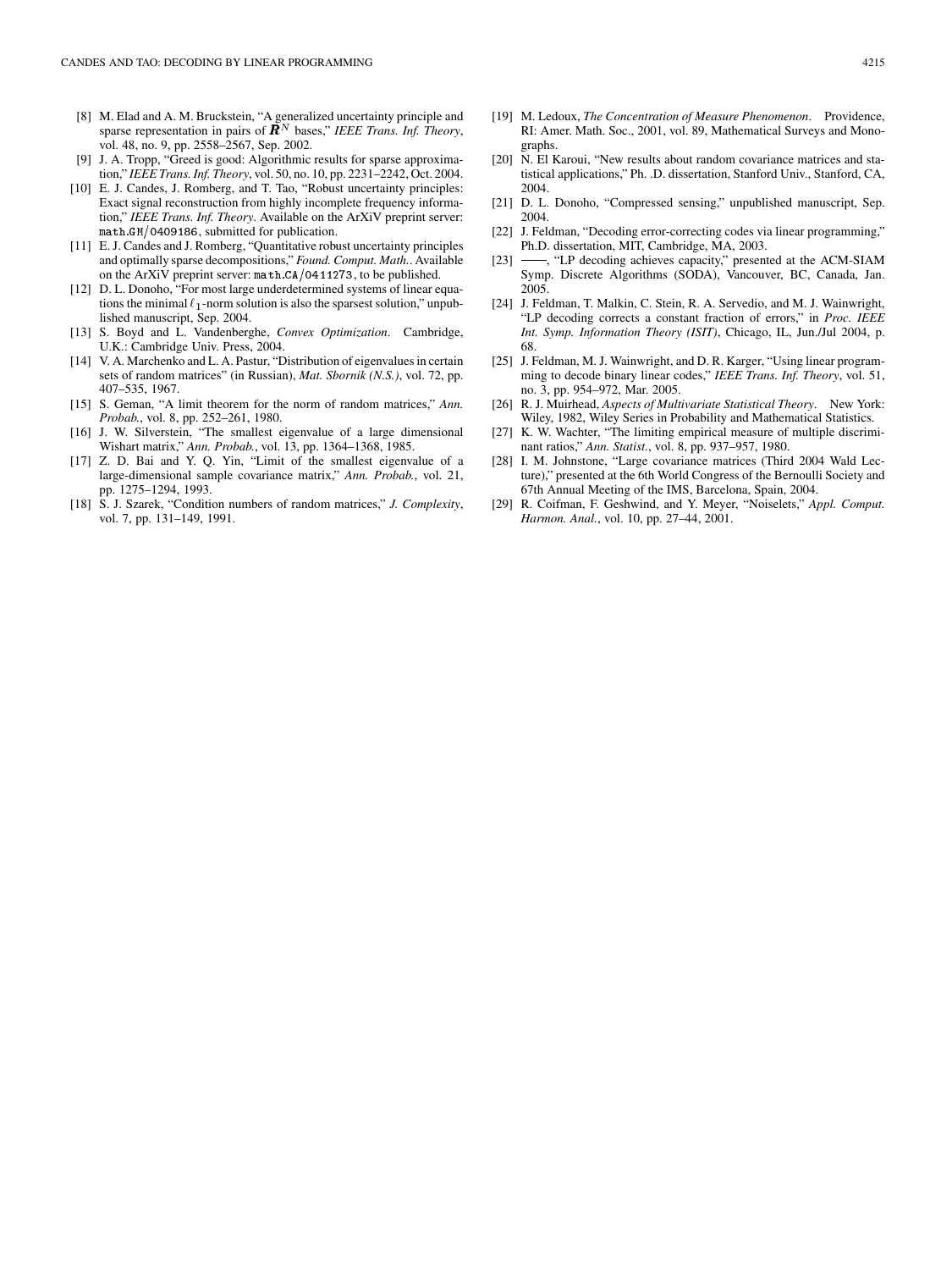[8] M. Elad and A. M. Bruckstein, "A generalized uncertainty principle and sparse representation in pairs of $\mathbf{R}^N$ bases," *IEEE Trans. Inf. Theory*, vol. 48, no. 9, pp. 2558–2567, Sep. 2002.

[9] J. A. Tropp, "Greed is good: Algorithmic results for sparse approximation," *IEEE Trans. Inf. Theory*, vol. 50, no. 10, pp. 2231–2242, Oct. 2004.

[10] E. J. Candes, J. Romberg, and T. Tao, "Robust uncertainty principles: Exact signal reconstruction from highly incomplete frequency information," *IEEE Trans. Inf. Theory*. Available on the ArXiV preprint server: math.GM/0409186, submitted for publication.

[11] E. J. Candes and J. Romberg, "Quantitative robust uncertainty principles and optimally sparse decompositions," *Found. Comput. Math.*. Available on the ArXiV preprint server: math.CA/0411273, to be published.

[12] D. L. Donoho, "For most large underdetermined systems of linear equations the minimal $\ell_1$-norm solution is also the sparsest solution," unpublished manuscript, Sep. 2004.

[13] S. Boyd and L. Vandenberghe, *Convex Optimization*. Cambridge, U.K.: Cambridge Univ. Press, 2004.

[14] V. A. Marchenko and L. A. Pastur, "Distribution of eigenvalues in certain sets of random matrices" (in Russian), *Mat. Sbornik (N.S.)*, vol. 72, pp. 407–535, 1967.

[15] S. Geman, "A limit theorem for the norm of random matrices," *Ann. Probab.*, vol. 8, pp. 252–261, 1980.

[16] J. W. Silverstein, "The smallest eigenvalue of a large dimensional Wishart matrix," *Ann. Probab.*, vol. 13, pp. 1364–1368, 1985.

[17] Z. D. Bai and Y. Q. Yin, "Limit of the smallest eigenvalue of a large-dimensional sample covariance matrix," *Ann. Probab.*, vol. 21, pp. 1275–1294, 1993.

[18] S. J. Szarek, "Condition numbers of random matrices," *J. Complexity*, vol. 7, pp. 131–149, 1991.

[19] M. Ledoux, *The Concentration of Measure Phenomenon*. Providence, RI: Amer. Math. Soc., 2001, vol. 89, Mathematical Surveys and Monographs.

[20] N. El Karoui, "New results about random covariance matrices and statistical applications," Ph. .D. dissertation, Stanford Univ., Stanford, CA, 2004.

[21] D. L. Donoho, "Compressed sensing," unpublished manuscript, Sep. 2004.

[22] J. Feldman, "Decoding error-correcting codes via linear programming," Ph.D. dissertation, MIT, Cambridge, MA, 2003.

[23] ——, "LP decoding achieves capacity," presented at the ACM-SIAM Symp. Discrete Algorithms (SODA), Vancouver, BC, Canada, Jan. 2005.

[24] J. Feldman, T. Malkin, C. Stein, R. A. Servedio, and M. J. Wainwright, "LP decoding corrects a constant fraction of errors," in *Proc. IEEE Int. Symp. Information Theory (ISIT)*, Chicago, IL, Jun./Jul 2004, p. 68.

[25] J. Feldman, M. J. Wainwright, and D. R. Karger, "Using linear programming to decode binary linear codes," *IEEE Trans. Inf. Theory*, vol. 51, no. 3, pp. 954–972, Mar. 2005.

[26] R. J. Muirhead, *Aspects of Multivariate Statistical Theory*. New York: Wiley, 1982, Wiley Series in Probability and Mathematical Statistics.

[27] K. W. Wachter, "The limiting empirical measure of multiple discriminant ratios," *Ann. Statist.*, vol. 8, pp. 937–957, 1980.

[28] I. M. Johnstone, "Large covariance matrices (Third 2004 Wald Lecture)," presented at the 6th World Congress of the Bernoulli Society and 67th Annual Meeting of the IMS, Barcelona, Spain, 2004.

[29] R. Coifman, F. Geshwind, and Y. Meyer, "Noiselets," *Appl. Comput. Harmon. Anal.*, vol. 10, pp. 27–44, 2001.